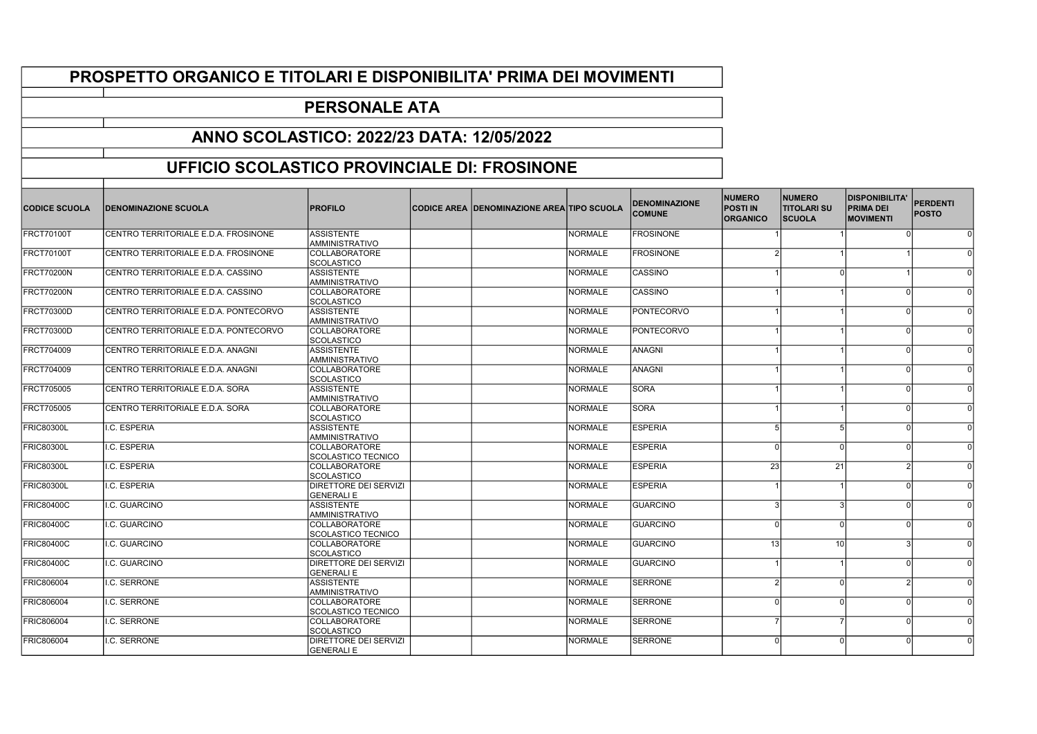# PROSPETTO ORGANICO E TITOLARI E DISPONIBILITA' PRIMA DEI MOVIMENTI

## PERSONALE ATA

## ANNO SCOLASTICO: 2022/23 DATA: 12/05/2022

## UFFICIO SCOLASTICO PROVINCIALE DI: FROSINONE

| CODICE SCUOLA | DENOMINAZIONE SCUOLA | PROFILO | CODICE AREA | DENOMINAZIONE AREA | TIPO SCUOLA | DENOMINAZIONE COMUNE | NUMERO POSTI IN ORGANICO | NUMERO TITOLARI SU SCUOLA | DISPONIBILITA' PRIMA DEI MOVIMENTI | PERDENTI POSTO |
|---|---|---|---|---|---|---|---|---|---|---|
| FRCT70100T | CENTRO TERRITORIALE E.D.A. FROSINONE | ASSISTENTE AMMINISTRATIVO | | | NORMALE | FROSINONE | 1 | 1 | 0 | 0 |
| FRCT70100T | CENTRO TERRITORIALE E.D.A. FROSINONE | COLLABORATORE SCOLASTICO | | | NORMALE | FROSINONE | 2 | 1 | 1 | 0 |
| FRCT70200N | CENTRO TERRITORIALE E.D.A. CASSINO | ASSISTENTE AMMINISTRATIVO | | | NORMALE | CASSINO | 1 | 0 | 1 | 0 |
| FRCT70200N | CENTRO TERRITORIALE E.D.A. CASSINO | COLLABORATORE SCOLASTICO | | | NORMALE | CASSINO | 1 | 1 | 0 | 0 |
| FRCT70300D | CENTRO TERRITORIALE E.D.A. PONTECORVO | ASSISTENTE AMMINISTRATIVO | | | NORMALE | PONTECORVO | 1 | 1 | 0 | 0 |
| FRCT70300D | CENTRO TERRITORIALE E.D.A. PONTECORVO | COLLABORATORE SCOLASTICO | | | NORMALE | PONTECORVO | 1 | 1 | 0 | 0 |
| FRCT704009 | CENTRO TERRITORIALE E.D.A. ANAGNI | ASSISTENTE AMMINISTRATIVO | | | NORMALE | ANAGNI | 1 | 1 | 0 | 0 |
| FRCT704009 | CENTRO TERRITORIALE E.D.A. ANAGNI | COLLABORATORE SCOLASTICO | | | NORMALE | ANAGNI | 1 | 1 | 0 | 0 |
| FRCT705005 | CENTRO TERRITORIALE E.D.A. SORA | ASSISTENTE AMMINISTRATIVO | | | NORMALE | SORA | 1 | 1 | 0 | 0 |
| FRCT705005 | CENTRO TERRITORIALE E.D.A. SORA | COLLABORATORE SCOLASTICO | | | NORMALE | SORA | 1 | 1 | 0 | 0 |
| FRIC80300L | I.C. ESPERIA | ASSISTENTE AMMINISTRATIVO | | | NORMALE | ESPERIA | 5 | 5 | 0 | 0 |
| FRIC80300L | I.C. ESPERIA | COLLABORATORE SCOLASTICO TECNICO | | | NORMALE | ESPERIA | 0 | 0 | 0 | 0 |
| FRIC80300L | I.C. ESPERIA | COLLABORATORE SCOLASTICO | | | NORMALE | ESPERIA | 23 | 21 | 2 | 0 |
| FRIC80300L | I.C. ESPERIA | DIRETTORE DEI SERVIZI GENERALI E | | | NORMALE | ESPERIA | 1 | 1 | 0 | 0 |
| FRIC80400C | I.C. GUARCINO | ASSISTENTE AMMINISTRATIVO | | | NORMALE | GUARCINO | 3 | 3 | 0 | 0 |
| FRIC80400C | I.C. GUARCINO | COLLABORATORE SCOLASTICO TECNICO | | | NORMALE | GUARCINO | 0 | 0 | 0 | 0 |
| FRIC80400C | I.C. GUARCINO | COLLABORATORE SCOLASTICO | | | NORMALE | GUARCINO | 13 | 10 | 3 | 0 |
| FRIC80400C | I.C. GUARCINO | DIRETTORE DEI SERVIZI GENERALI E | | | NORMALE | GUARCINO | 1 | 1 | 0 | 0 |
| FRIC806004 | I.C. SERRONE | ASSISTENTE AMMINISTRATIVO | | | NORMALE | SERRONE | 2 | 0 | 2 | 0 |
| FRIC806004 | I.C. SERRONE | COLLABORATORE SCOLASTICO TECNICO | | | NORMALE | SERRONE | 0 | 0 | 0 | 0 |
| FRIC806004 | I.C. SERRONE | COLLABORATORE SCOLASTICO | | | NORMALE | SERRONE | 7 | 7 | 0 | 0 |
| FRIC806004 | I.C. SERRONE | DIRETTORE DEI SERVIZI GENERALI E | | | NORMALE | SERRONE | 0 | 0 | 0 | 0 |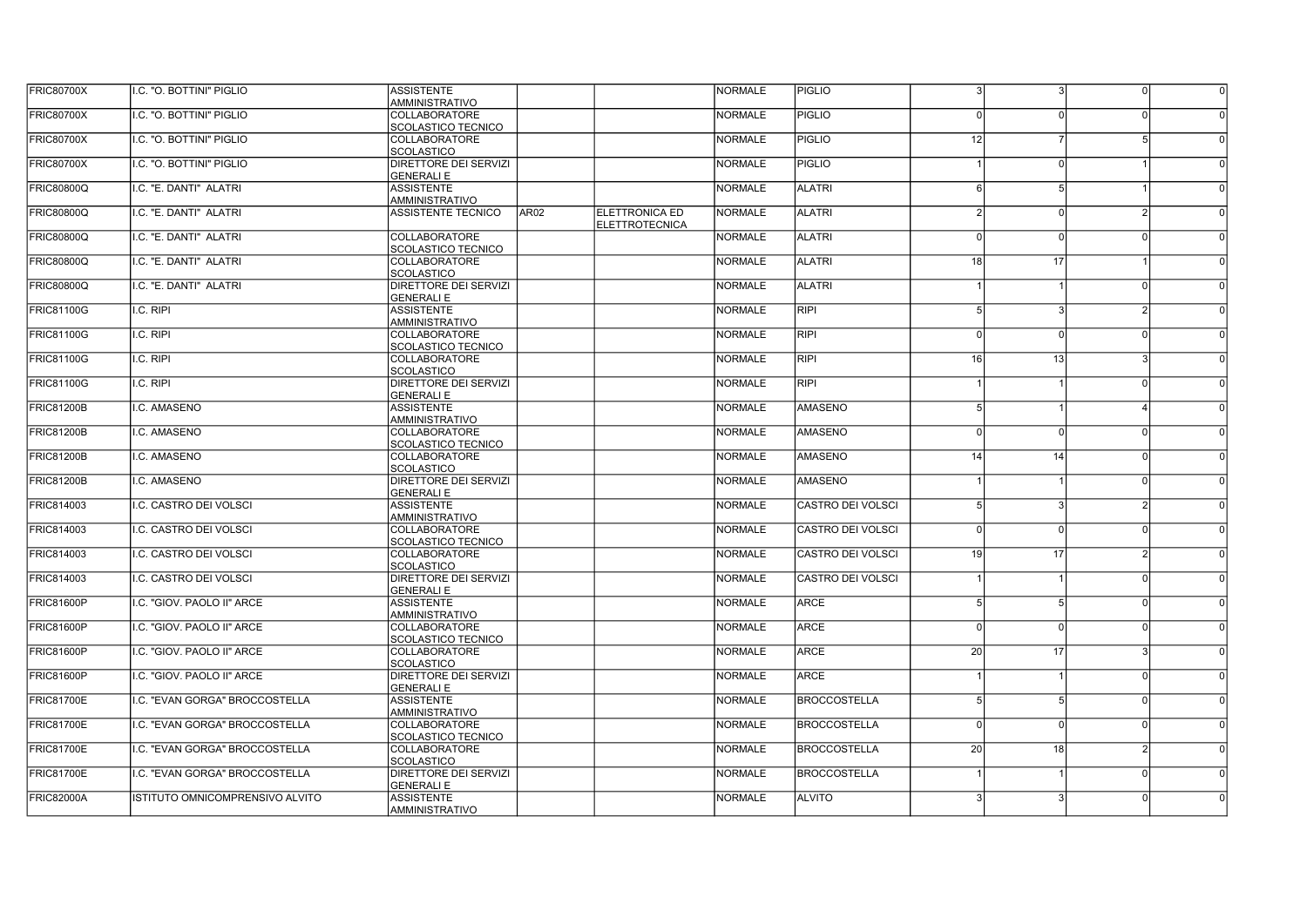| | | | | | | | | | | |
|---|---|---|---|---|---|---|---|---|---|---|
| FRIC80700X | I.C. "O. BOTTINI" PIGLIO | ASSISTENTE AMMINISTRATIVO | | | NORMALE | PIGLIO | 3 | 3 | 0 | 0 |
| FRIC80700X | I.C. "O. BOTTINI" PIGLIO | COLLABORATORE SCOLASTICO TECNICO | | | NORMALE | PIGLIO | 0 | 0 | 0 | 0 |
| FRIC80700X | I.C. "O. BOTTINI" PIGLIO | COLLABORATORE SCOLASTICO | | | NORMALE | PIGLIO | 12 | 7 | 5 | 0 |
| FRIC80700X | I.C. "O. BOTTINI" PIGLIO | DIRETTORE DEI SERVIZI GENERALI E | | | NORMALE | PIGLIO | 1 | 0 | 1 | 0 |
| FRIC80800Q | I.C. "E. DANTI" ALATRI | ASSISTENTE AMMINISTRATIVO | | | NORMALE | ALATRI | 6 | 5 | 1 | 0 |
| FRIC80800Q | I.C. "E. DANTI" ALATRI | ASSISTENTE TECNICO | AR02 | ELETTRONICA ED ELETTROTECNICA | NORMALE | ALATRI | 2 | 0 | 2 | 0 |
| FRIC80800Q | I.C. "E. DANTI" ALATRI | COLLABORATORE SCOLASTICO TECNICO | | | NORMALE | ALATRI | 0 | 0 | 0 | 0 |
| FRIC80800Q | I.C. "E. DANTI" ALATRI | COLLABORATORE SCOLASTICO | | | NORMALE | ALATRI | 18 | 17 | 1 | 0 |
| FRIC80800Q | I.C. "E. DANTI" ALATRI | DIRETTORE DEI SERVIZI GENERALI E | | | NORMALE | ALATRI | 1 | 1 | 0 | 0 |
| FRIC81100G | I.C. RIPI | ASSISTENTE AMMINISTRATIVO | | | NORMALE | RIPI | 5 | 3 | 2 | 0 |
| FRIC81100G | I.C. RIPI | COLLABORATORE SCOLASTICO TECNICO | | | NORMALE | RIPI | 0 | 0 | 0 | 0 |
| FRIC81100G | I.C. RIPI | COLLABORATORE SCOLASTICO | | | NORMALE | RIPI | 16 | 13 | 3 | 0 |
| FRIC81100G | I.C. RIPI | DIRETTORE DEI SERVIZI GENERALI E | | | NORMALE | RIPI | 1 | 1 | 0 | 0 |
| FRIC81200B | I.C. AMASENO | ASSISTENTE AMMINISTRATIVO | | | NORMALE | AMASENO | 5 | 1 | 4 | 0 |
| FRIC81200B | I.C. AMASENO | COLLABORATORE SCOLASTICO TECNICO | | | NORMALE | AMASENO | 0 | 0 | 0 | 0 |
| FRIC81200B | I.C. AMASENO | COLLABORATORE SCOLASTICO | | | NORMALE | AMASENO | 14 | 14 | 0 | 0 |
| FRIC81200B | I.C. AMASENO | DIRETTORE DEI SERVIZI GENERALI E | | | NORMALE | AMASENO | 1 | 1 | 0 | 0 |
| FRIC814003 | I.C. CASTRO DEI VOLSCI | ASSISTENTE AMMINISTRATIVO | | | NORMALE | CASTRO DEI VOLSCI | 5 | 3 | 2 | 0 |
| FRIC814003 | I.C. CASTRO DEI VOLSCI | COLLABORATORE SCOLASTICO TECNICO | | | NORMALE | CASTRO DEI VOLSCI | 0 | 0 | 0 | 0 |
| FRIC814003 | I.C. CASTRO DEI VOLSCI | COLLABORATORE SCOLASTICO | | | NORMALE | CASTRO DEI VOLSCI | 19 | 17 | 2 | 0 |
| FRIC814003 | I.C. CASTRO DEI VOLSCI | DIRETTORE DEI SERVIZI GENERALI E | | | NORMALE | CASTRO DEI VOLSCI | 1 | 1 | 0 | 0 |
| FRIC81600P | I.C. "GIOV. PAOLO II" ARCE | ASSISTENTE AMMINISTRATIVO | | | NORMALE | ARCE | 5 | 5 | 0 | 0 |
| FRIC81600P | I.C. "GIOV. PAOLO II" ARCE | COLLABORATORE SCOLASTICO TECNICO | | | NORMALE | ARCE | 0 | 0 | 0 | 0 |
| FRIC81600P | I.C. "GIOV. PAOLO II" ARCE | COLLABORATORE SCOLASTICO | | | NORMALE | ARCE | 20 | 17 | 3 | 0 |
| FRIC81600P | I.C. "GIOV. PAOLO II" ARCE | DIRETTORE DEI SERVIZI GENERALI E | | | NORMALE | ARCE | 1 | 1 | 0 | 0 |
| FRIC81700E | I.C. "EVAN GORGA" BROCCOSTELLA | ASSISTENTE AMMINISTRATIVO | | | NORMALE | BROCCOSTELLA | 5 | 5 | 0 | 0 |
| FRIC81700E | I.C. "EVAN GORGA" BROCCOSTELLA | COLLABORATORE SCOLASTICO TECNICO | | | NORMALE | BROCCOSTELLA | 0 | 0 | 0 | 0 |
| FRIC81700E | I.C. "EVAN GORGA" BROCCOSTELLA | COLLABORATORE SCOLASTICO | | | NORMALE | BROCCOSTELLA | 20 | 18 | 2 | 0 |
| FRIC81700E | I.C. "EVAN GORGA" BROCCOSTELLA | DIRETTORE DEI SERVIZI GENERALI E | | | NORMALE | BROCCOSTELLA | 1 | 1 | 0 | 0 |
| FRIC82000A | ISTITUTO OMNICOMPRENSIVO ALVITO | ASSISTENTE AMMINISTRATIVO | | | NORMALE | ALVITO | 3 | 3 | 0 | 0 |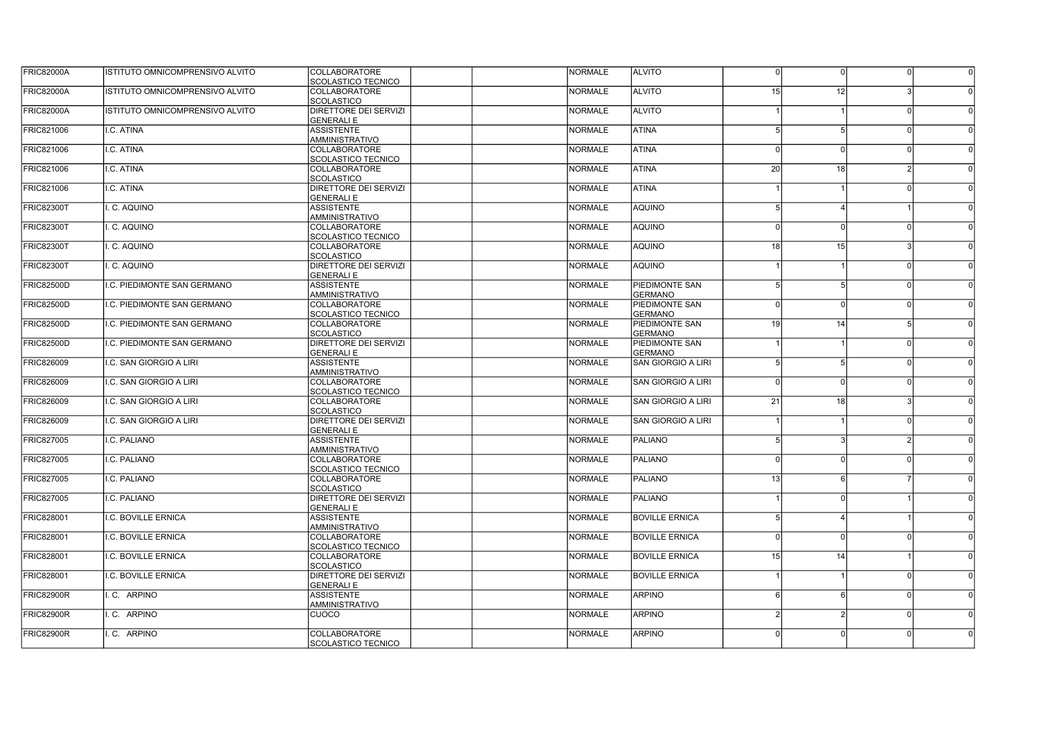| | | | | | | | | | | |
|---|---|---|---|---|---|---|---|---|---|---|
| FRIC82000A | ISTITUTO OMNICOMPRENSIVO ALVITO | COLLABORATORE SCOLASTICO TECNICO | | | NORMALE | ALVITO | 0 | 0 | 0 | 0 |
| FRIC82000A | ISTITUTO OMNICOMPRENSIVO ALVITO | COLLABORATORE SCOLASTICO | | | NORMALE | ALVITO | 15 | 12 | 3 | 0 |
| FRIC82000A | ISTITUTO OMNICOMPRENSIVO ALVITO | DIRETTORE DEI SERVIZI GENERALI E | | | NORMALE | ALVITO | 1 | 1 | 0 | 0 |
| FRIC821006 | I.C. ATINA | ASSISTENTE AMMINISTRATIVO | | | NORMALE | ATINA | 5 | 5 | 0 | 0 |
| FRIC821006 | I.C. ATINA | COLLABORATORE SCOLASTICO TECNICO | | | NORMALE | ATINA | 0 | 0 | 0 | 0 |
| FRIC821006 | I.C. ATINA | COLLABORATORE SCOLASTICO | | | NORMALE | ATINA | 20 | 18 | 2 | 0 |
| FRIC821006 | I.C. ATINA | DIRETTORE DEI SERVIZI GENERALI E | | | NORMALE | ATINA | 1 | 1 | 0 | 0 |
| FRIC82300T | I. C. AQUINO | ASSISTENTE AMMINISTRATIVO | | | NORMALE | AQUINO | 5 | 4 | 1 | 0 |
| FRIC82300T | I. C. AQUINO | COLLABORATORE SCOLASTICO TECNICO | | | NORMALE | AQUINO | 0 | 0 | 0 | 0 |
| FRIC82300T | I. C. AQUINO | COLLABORATORE SCOLASTICO | | | NORMALE | AQUINO | 18 | 15 | 3 | 0 |
| FRIC82300T | I. C. AQUINO | DIRETTORE DEI SERVIZI GENERALI E | | | NORMALE | AQUINO | 1 | 1 | 0 | 0 |
| FRIC82500D | I.C. PIEDIMONTE SAN GERMANO | ASSISTENTE AMMINISTRATIVO | | | NORMALE | PIEDIMONTE SAN GERMANO | 5 | 5 | 0 | 0 |
| FRIC82500D | I.C. PIEDIMONTE SAN GERMANO | COLLABORATORE SCOLASTICO TECNICO | | | NORMALE | PIEDIMONTE SAN GERMANO | 0 | 0 | 0 | 0 |
| FRIC82500D | I.C. PIEDIMONTE SAN GERMANO | COLLABORATORE SCOLASTICO | | | NORMALE | PIEDIMONTE SAN GERMANO | 19 | 14 | 5 | 0 |
| FRIC82500D | I.C. PIEDIMONTE SAN GERMANO | DIRETTORE DEI SERVIZI GENERALI E | | | NORMALE | PIEDIMONTE SAN GERMANO | 1 | 1 | 0 | 0 |
| FRIC826009 | I.C. SAN GIORGIO A LIRI | ASSISTENTE AMMINISTRATIVO | | | NORMALE | SAN GIORGIO A LIRI | 5 | 5 | 0 | 0 |
| FRIC826009 | I.C. SAN GIORGIO A LIRI | COLLABORATORE SCOLASTICO TECNICO | | | NORMALE | SAN GIORGIO A LIRI | 0 | 0 | 0 | 0 |
| FRIC826009 | I.C. SAN GIORGIO A LIRI | COLLABORATORE SCOLASTICO | | | NORMALE | SAN GIORGIO A LIRI | 21 | 18 | 3 | 0 |
| FRIC826009 | I.C. SAN GIORGIO A LIRI | DIRETTORE DEI SERVIZI GENERALI E | | | NORMALE | SAN GIORGIO A LIRI | 1 | 1 | 0 | 0 |
| FRIC827005 | I.C. PALIANO | ASSISTENTE AMMINISTRATIVO | | | NORMALE | PALIANO | 5 | 3 | 2 | 0 |
| FRIC827005 | I.C. PALIANO | COLLABORATORE SCOLASTICO TECNICO | | | NORMALE | PALIANO | 0 | 0 | 0 | 0 |
| FRIC827005 | I.C. PALIANO | COLLABORATORE SCOLASTICO | | | NORMALE | PALIANO | 13 | 6 | 7 | 0 |
| FRIC827005 | I.C. PALIANO | DIRETTORE DEI SERVIZI GENERALI E | | | NORMALE | PALIANO | 1 | 0 | 1 | 0 |
| FRIC828001 | I.C. BOVILLE ERNICA | ASSISTENTE AMMINISTRATIVO | | | NORMALE | BOVILLE ERNICA | 5 | 4 | 1 | 0 |
| FRIC828001 | I.C. BOVILLE ERNICA | COLLABORATORE SCOLASTICO TECNICO | | | NORMALE | BOVILLE ERNICA | 0 | 0 | 0 | 0 |
| FRIC828001 | I.C. BOVILLE ERNICA | COLLABORATORE SCOLASTICO | | | NORMALE | BOVILLE ERNICA | 15 | 14 | 1 | 0 |
| FRIC828001 | I.C. BOVILLE ERNICA | DIRETTORE DEI SERVIZI GENERALI E | | | NORMALE | BOVILLE ERNICA | 1 | 1 | 0 | 0 |
| FRIC82900R | I. C. ARPINO | ASSISTENTE AMMINISTRATIVO | | | NORMALE | ARPINO | 6 | 6 | 0 | 0 |
| FRIC82900R | I. C. ARPINO | CUOCO | | | NORMALE | ARPINO | 2 | 2 | 0 | 0 |
| FRIC82900R | I. C. ARPINO | COLLABORATORE SCOLASTICO TECNICO | | | NORMALE | ARPINO | 0 | 0 | 0 | 0 |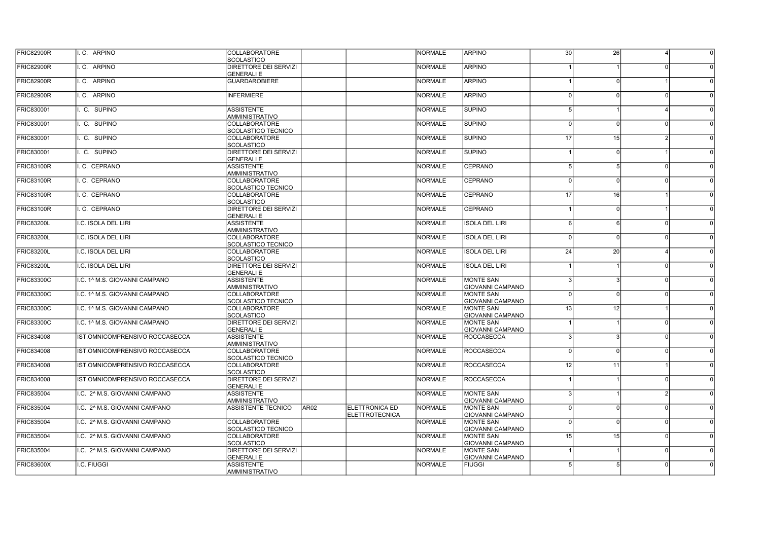| | | | | | | | | | | |
|---|---|---|---|---|---|---|---|---|---|---|
| FRIC82900R | I. C. ARPINO | COLLABORATORE SCOLASTICO | | | NORMALE | ARPINO | 30 | 26 | 4 | 0 |
| FRIC82900R | I. C. ARPINO | DIRETTORE DEI SERVIZI GENERALI E | | | NORMALE | ARPINO | 1 | 1 | 0 | 0 |
| FRIC82900R | I. C. ARPINO | GUARDAROBIERE | | | NORMALE | ARPINO | 1 | 0 | 1 | 0 |
| FRIC82900R | I. C. ARPINO | INFERMIERE | | | NORMALE | ARPINO | 0 | 0 | 0 | 0 |
| FRIC830001 | I. C. SUPINO | ASSISTENTE AMMINISTRATIVO | | | NORMALE | SUPINO | 5 | 1 | 4 | 0 |
| FRIC830001 | I. C. SUPINO | COLLABORATORE SCOLASTICO TECNICO | | | NORMALE | SUPINO | 0 | 0 | 0 | 0 |
| FRIC830001 | I. C. SUPINO | COLLABORATORE SCOLASTICO | | | NORMALE | SUPINO | 17 | 15 | 2 | 0 |
| FRIC830001 | I. C. SUPINO | DIRETTORE DEI SERVIZI GENERALI E | | | NORMALE | SUPINO | 1 | 0 | 1 | 0 |
| FRIC83100R | I. C. CEPRANO | ASSISTENTE AMMINISTRATIVO | | | NORMALE | CEPRANO | 5 | 5 | 0 | 0 |
| FRIC83100R | I. C. CEPRANO | COLLABORATORE SCOLASTICO TECNICO | | | NORMALE | CEPRANO | 0 | 0 | 0 | 0 |
| FRIC83100R | I. C. CEPRANO | COLLABORATORE SCOLASTICO | | | NORMALE | CEPRANO | 17 | 16 | 1 | 0 |
| FRIC83100R | I. C. CEPRANO | DIRETTORE DEI SERVIZI GENERALI E | | | NORMALE | CEPRANO | 1 | 0 | 1 | 0 |
| FRIC83200L | I.C. ISOLA DEL LIRI | ASSISTENTE AMMINISTRATIVO | | | NORMALE | ISOLA DEL LIRI | 6 | 6 | 0 | 0 |
| FRIC83200L | I.C. ISOLA DEL LIRI | COLLABORATORE SCOLASTICO TECNICO | | | NORMALE | ISOLA DEL LIRI | 0 | 0 | 0 | 0 |
| FRIC83200L | I.C. ISOLA DEL LIRI | COLLABORATORE SCOLASTICO | | | NORMALE | ISOLA DEL LIRI | 24 | 20 | 4 | 0 |
| FRIC83200L | I.C. ISOLA DEL LIRI | DIRETTORE DEI SERVIZI GENERALI E | | | NORMALE | ISOLA DEL LIRI | 1 | 1 | 0 | 0 |
| FRIC83300C | I.C. 1^ M.S. GIOVANNI CAMPANO | ASSISTENTE AMMINISTRATIVO | | | NORMALE | MONTE SAN GIOVANNI CAMPANO | 3 | 3 | 0 | 0 |
| FRIC83300C | I.C. 1^ M.S. GIOVANNI CAMPANO | COLLABORATORE SCOLASTICO TECNICO | | | NORMALE | MONTE SAN GIOVANNI CAMPANO | 0 | 0 | 0 | 0 |
| FRIC83300C | I.C. 1^ M.S. GIOVANNI CAMPANO | COLLABORATORE SCOLASTICO | | | NORMALE | MONTE SAN GIOVANNI CAMPANO | 13 | 12 | 1 | 0 |
| FRIC83300C | I.C. 1^ M.S. GIOVANNI CAMPANO | DIRETTORE DEI SERVIZI GENERALI E | | | NORMALE | MONTE SAN GIOVANNI CAMPANO | 1 | 1 | 0 | 0 |
| FRIC834008 | IST.OMNICOMPRENSIVO ROCCASECCA | ASSISTENTE AMMINISTRATIVO | | | NORMALE | ROCCASECCA | 3 | 3 | 0 | 0 |
| FRIC834008 | IST.OMNICOMPRENSIVO ROCCASECCA | COLLABORATORE SCOLASTICO TECNICO | | | NORMALE | ROCCASECCA | 0 | 0 | 0 | 0 |
| FRIC834008 | IST.OMNICOMPRENSIVO ROCCASECCA | COLLABORATORE SCOLASTICO | | | NORMALE | ROCCASECCA | 12 | 11 | 1 | 0 |
| FRIC834008 | IST.OMNICOMPRENSIVO ROCCASECCA | DIRETTORE DEI SERVIZI GENERALI E | | | NORMALE | ROCCASECCA | 1 | 1 | 0 | 0 |
| FRIC835004 | I.C. 2^ M.S. GIOVANNI CAMPANO | ASSISTENTE AMMINISTRATIVO | | | NORMALE | MONTE SAN GIOVANNI CAMPANO | 3 | 1 | 2 | 0 |
| FRIC835004 | I.C. 2^ M.S. GIOVANNI CAMPANO | ASSISTENTE TECNICO | AR02 | ELETTRONICA ED ELETTROTECNICA | NORMALE | MONTE SAN GIOVANNI CAMPANO | 0 | 0 | 0 | 0 |
| FRIC835004 | I.C. 2^ M.S. GIOVANNI CAMPANO | COLLABORATORE SCOLASTICO TECNICO | | | NORMALE | MONTE SAN GIOVANNI CAMPANO | 0 | 0 | 0 | 0 |
| FRIC835004 | I.C. 2^ M.S. GIOVANNI CAMPANO | COLLABORATORE SCOLASTICO | | | NORMALE | MONTE SAN GIOVANNI CAMPANO | 15 | 15 | 0 | 0 |
| FRIC835004 | I.C. 2^ M.S. GIOVANNI CAMPANO | DIRETTORE DEI SERVIZI GENERALI E | | | NORMALE | MONTE SAN GIOVANNI CAMPANO | 1 | 1 | 0 | 0 |
| FRIC83600X | I.C. FIUGGI | ASSISTENTE AMMINISTRATIVO | | | NORMALE | FIUGGI | 5 | 5 | 0 | 0 |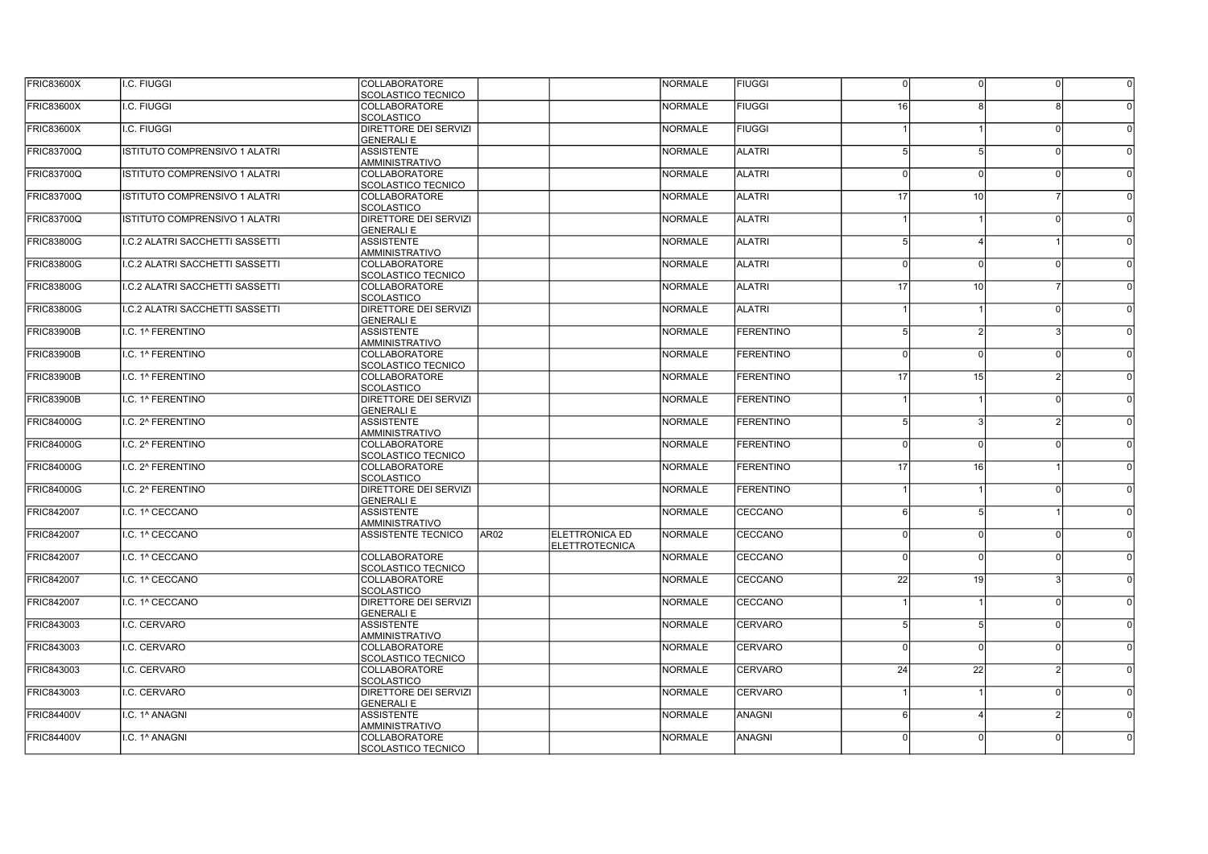| | | | | | | | | | | |
|---|---|---|---|---|---|---|---|---|---|---|
| FRIC83600X | I.C. FIUGGI | COLLABORATORE SCOLASTICO TECNICO | | | NORMALE | FIUGGI | 0 | 0 | 0 | 0 |
| FRIC83600X | I.C. FIUGGI | COLLABORATORE SCOLASTICO | | | NORMALE | FIUGGI | 16 | 8 | 8 | 0 |
| FRIC83600X | I.C. FIUGGI | DIRETTORE DEI SERVIZI GENERALI E | | | NORMALE | FIUGGI | 1 | 1 | 0 | 0 |
| FRIC83700Q | ISTITUTO COMPRENSIVO 1 ALATRI | ASSISTENTE AMMINISTRATIVO | | | NORMALE | ALATRI | 5 | 5 | 0 | 0 |
| FRIC83700Q | ISTITUTO COMPRENSIVO 1 ALATRI | COLLABORATORE SCOLASTICO TECNICO | | | NORMALE | ALATRI | 0 | 0 | 0 | 0 |
| FRIC83700Q | ISTITUTO COMPRENSIVO 1 ALATRI | COLLABORATORE SCOLASTICO | | | NORMALE | ALATRI | 17 | 10 | 7 | 0 |
| FRIC83700Q | ISTITUTO COMPRENSIVO 1 ALATRI | DIRETTORE DEI SERVIZI GENERALI E | | | NORMALE | ALATRI | 1 | 1 | 0 | 0 |
| FRIC83800G | I.C.2 ALATRI SACCHETTI SASSETTI | ASSISTENTE AMMINISTRATIVO | | | NORMALE | ALATRI | 5 | 4 | 1 | 0 |
| FRIC83800G | I.C.2 ALATRI SACCHETTI SASSETTI | COLLABORATORE SCOLASTICO TECNICO | | | NORMALE | ALATRI | 0 | 0 | 0 | 0 |
| FRIC83800G | I.C.2 ALATRI SACCHETTI SASSETTI | COLLABORATORE SCOLASTICO | | | NORMALE | ALATRI | 17 | 10 | 7 | 0 |
| FRIC83800G | I.C.2 ALATRI SACCHETTI SASSETTI | DIRETTORE DEI SERVIZI GENERALI E | | | NORMALE | ALATRI | 1 | 1 | 0 | 0 |
| FRIC83900B | I.C. 1^ FERENTINO | ASSISTENTE AMMINISTRATIVO | | | NORMALE | FERENTINO | 5 | 2 | 3 | 0 |
| FRIC83900B | I.C. 1^ FERENTINO | COLLABORATORE SCOLASTICO TECNICO | | | NORMALE | FERENTINO | 0 | 0 | 0 | 0 |
| FRIC83900B | I.C. 1^ FERENTINO | COLLABORATORE SCOLASTICO | | | NORMALE | FERENTINO | 17 | 15 | 2 | 0 |
| FRIC83900B | I.C. 1^ FERENTINO | DIRETTORE DEI SERVIZI GENERALI E | | | NORMALE | FERENTINO | 1 | 1 | 0 | 0 |
| FRIC84000G | I.C. 2^ FERENTINO | ASSISTENTE AMMINISTRATIVO | | | NORMALE | FERENTINO | 5 | 3 | 2 | 0 |
| FRIC84000G | I.C. 2^ FERENTINO | COLLABORATORE SCOLASTICO TECNICO | | | NORMALE | FERENTINO | 0 | 0 | 0 | 0 |
| FRIC84000G | I.C. 2^ FERENTINO | COLLABORATORE SCOLASTICO | | | NORMALE | FERENTINO | 17 | 16 | 1 | 0 |
| FRIC84000G | I.C. 2^ FERENTINO | DIRETTORE DEI SERVIZI GENERALI E | | | NORMALE | FERENTINO | 1 | 1 | 0 | 0 |
| FRIC842007 | I.C. 1^ CECCANO | ASSISTENTE AMMINISTRATIVO | | | NORMALE | CECCANO | 6 | 5 | 1 | 0 |
| FRIC842007 | I.C. 1^ CECCANO | ASSISTENTE TECNICO | AR02 | ELETTRONICA ED ELETTROTECNICA | NORMALE | CECCANO | 0 | 0 | 0 | 0 |
| FRIC842007 | I.C. 1^ CECCANO | COLLABORATORE SCOLASTICO TECNICO | | | NORMALE | CECCANO | 0 | 0 | 0 | 0 |
| FRIC842007 | I.C. 1^ CECCANO | COLLABORATORE SCOLASTICO | | | NORMALE | CECCANO | 22 | 19 | 3 | 0 |
| FRIC842007 | I.C. 1^ CECCANO | DIRETTORE DEI SERVIZI GENERALI E | | | NORMALE | CECCANO | 1 | 1 | 0 | 0 |
| FRIC843003 | I.C. CERVARO | ASSISTENTE AMMINISTRATIVO | | | NORMALE | CERVARO | 5 | 5 | 0 | 0 |
| FRIC843003 | I.C. CERVARO | COLLABORATORE SCOLASTICO TECNICO | | | NORMALE | CERVARO | 0 | 0 | 0 | 0 |
| FRIC843003 | I.C. CERVARO | COLLABORATORE SCOLASTICO | | | NORMALE | CERVARO | 24 | 22 | 2 | 0 |
| FRIC843003 | I.C. CERVARO | DIRETTORE DEI SERVIZI GENERALI E | | | NORMALE | CERVARO | 1 | 1 | 0 | 0 |
| FRIC84400V | I.C. 1^ ANAGNI | ASSISTENTE AMMINISTRATIVO | | | NORMALE | ANAGNI | 6 | 4 | 2 | 0 |
| FRIC84400V | I.C. 1^ ANAGNI | COLLABORATORE SCOLASTICO TECNICO | | | NORMALE | ANAGNI | 0 | 0 | 0 | 0 |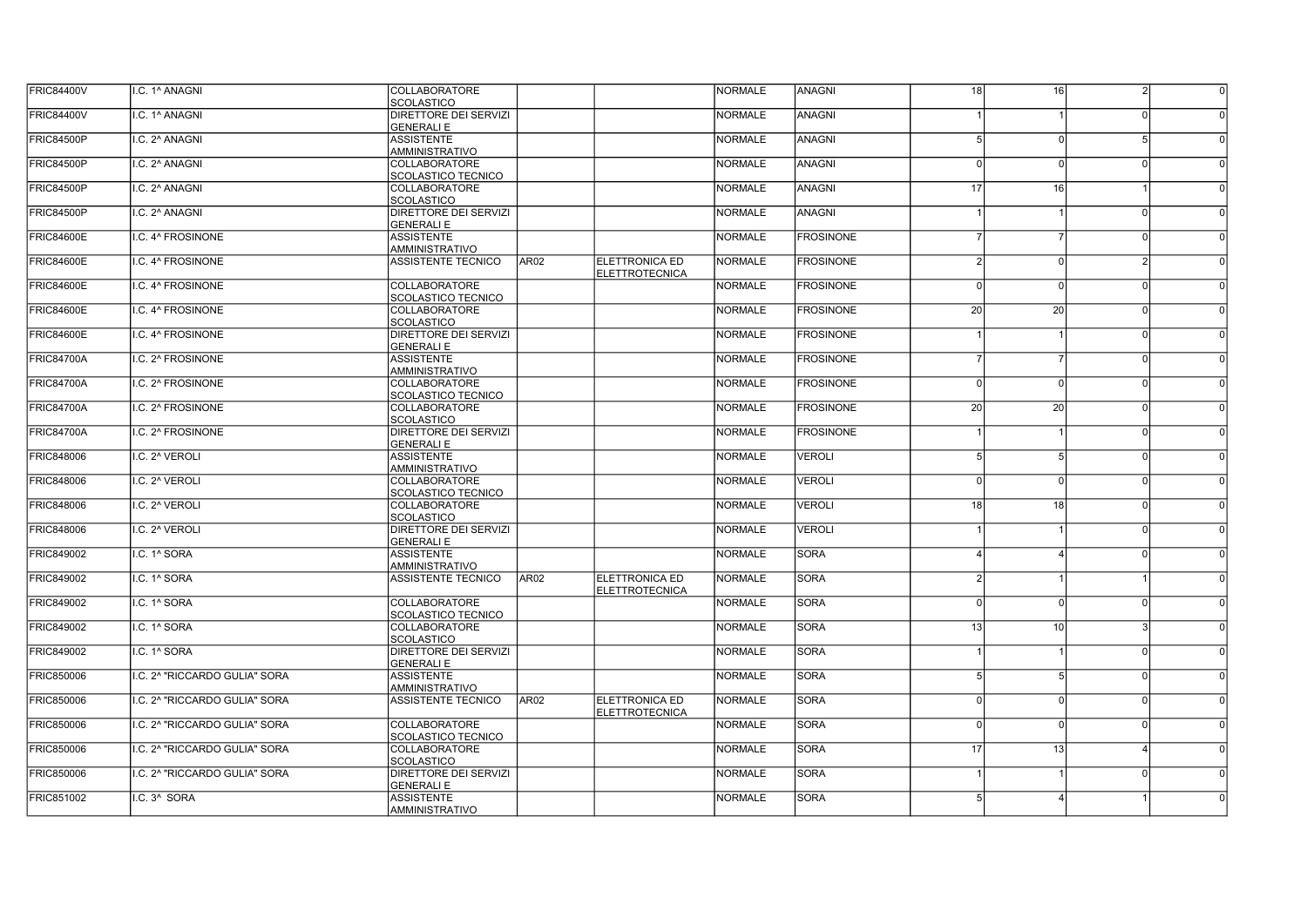| | | | | | | | | | | |
|---|---|---|---|---|---|---|---|---|---|---|
| FRIC84400V | I.C. 1^ ANAGNI | COLLABORATORE SCOLASTICO | | | NORMALE | ANAGNI | 18 | 16 | 2 | 0 |
| FRIC84400V | I.C. 1^ ANAGNI | DIRETTORE DEI SERVIZI GENERALI E | | | NORMALE | ANAGNI | 1 | 1 | 0 | 0 |
| FRIC84500P | I.C. 2^ ANAGNI | ASSISTENTE AMMINISTRATIVO | | | NORMALE | ANAGNI | 5 | 0 | 5 | 0 |
| FRIC84500P | I.C. 2^ ANAGNI | COLLABORATORE SCOLASTICO TECNICO | | | NORMALE | ANAGNI | 0 | 0 | 0 | 0 |
| FRIC84500P | I.C. 2^ ANAGNI | COLLABORATORE SCOLASTICO | | | NORMALE | ANAGNI | 17 | 16 | 1 | 0 |
| FRIC84500P | I.C. 2^ ANAGNI | DIRETTORE DEI SERVIZI GENERALI E | | | NORMALE | ANAGNI | 1 | 1 | 0 | 0 |
| FRIC84600E | I.C. 4^ FROSINONE | ASSISTENTE AMMINISTRATIVO | | | NORMALE | FROSINONE | 7 | 7 | 0 | 0 |
| FRIC84600E | I.C. 4^ FROSINONE | ASSISTENTE TECNICO | AR02 | ELETTRONICA ED ELETTROTECNICA | NORMALE | FROSINONE | 2 | 0 | 2 | 0 |
| FRIC84600E | I.C. 4^ FROSINONE | COLLABORATORE SCOLASTICO TECNICO | | | NORMALE | FROSINONE | 0 | 0 | 0 | 0 |
| FRIC84600E | I.C. 4^ FROSINONE | COLLABORATORE SCOLASTICO | | | NORMALE | FROSINONE | 20 | 20 | 0 | 0 |
| FRIC84600E | I.C. 4^ FROSINONE | DIRETTORE DEI SERVIZI GENERALI E | | | NORMALE | FROSINONE | 1 | 1 | 0 | 0 |
| FRIC84700A | I.C. 2^ FROSINONE | ASSISTENTE AMMINISTRATIVO | | | NORMALE | FROSINONE | 7 | 7 | 0 | 0 |
| FRIC84700A | I.C. 2^ FROSINONE | COLLABORATORE SCOLASTICO TECNICO | | | NORMALE | FROSINONE | 0 | 0 | 0 | 0 |
| FRIC84700A | I.C. 2^ FROSINONE | COLLABORATORE SCOLASTICO | | | NORMALE | FROSINONE | 20 | 20 | 0 | 0 |
| FRIC84700A | I.C. 2^ FROSINONE | DIRETTORE DEI SERVIZI GENERALI E | | | NORMALE | FROSINONE | 1 | 1 | 0 | 0 |
| FRIC848006 | I.C. 2^ VEROLI | ASSISTENTE AMMINISTRATIVO | | | NORMALE | VEROLI | 5 | 5 | 0 | 0 |
| FRIC848006 | I.C. 2^ VEROLI | COLLABORATORE SCOLASTICO TECNICO | | | NORMALE | VEROLI | 0 | 0 | 0 | 0 |
| FRIC848006 | I.C. 2^ VEROLI | COLLABORATORE SCOLASTICO | | | NORMALE | VEROLI | 18 | 18 | 0 | 0 |
| FRIC848006 | I.C. 2^ VEROLI | DIRETTORE DEI SERVIZI GENERALI E | | | NORMALE | VEROLI | 1 | 1 | 0 | 0 |
| FRIC849002 | I.C. 1^ SORA | ASSISTENTE AMMINISTRATIVO | | | NORMALE | SORA | 4 | 4 | 0 | 0 |
| FRIC849002 | I.C. 1^ SORA | ASSISTENTE TECNICO | AR02 | ELETTRONICA ED ELETTROTECNICA | NORMALE | SORA | 2 | 1 | 1 | 0 |
| FRIC849002 | I.C. 1^ SORA | COLLABORATORE SCOLASTICO TECNICO | | | NORMALE | SORA | 0 | 0 | 0 | 0 |
| FRIC849002 | I.C. 1^ SORA | COLLABORATORE SCOLASTICO | | | NORMALE | SORA | 13 | 10 | 3 | 0 |
| FRIC849002 | I.C. 1^ SORA | DIRETTORE DEI SERVIZI GENERALI E | | | NORMALE | SORA | 1 | 1 | 0 | 0 |
| FRIC850006 | I.C. 2^ "RICCARDO GULIA" SORA | ASSISTENTE AMMINISTRATIVO | | | NORMALE | SORA | 5 | 5 | 0 | 0 |
| FRIC850006 | I.C. 2^ "RICCARDO GULIA" SORA | ASSISTENTE TECNICO | AR02 | ELETTRONICA ED ELETTROTECNICA | NORMALE | SORA | 0 | 0 | 0 | 0 |
| FRIC850006 | I.C. 2^ "RICCARDO GULIA" SORA | COLLABORATORE SCOLASTICO TECNICO | | | NORMALE | SORA | 0 | 0 | 0 | 0 |
| FRIC850006 | I.C. 2^ "RICCARDO GULIA" SORA | COLLABORATORE SCOLASTICO | | | NORMALE | SORA | 17 | 13 | 4 | 0 |
| FRIC850006 | I.C. 2^ "RICCARDO GULIA" SORA | DIRETTORE DEI SERVIZI GENERALI E | | | NORMALE | SORA | 1 | 1 | 0 | 0 |
| FRIC851002 | I.C. 3^ SORA | ASSISTENTE AMMINISTRATIVO | | | NORMALE | SORA | 5 | 4 | 1 | 0 |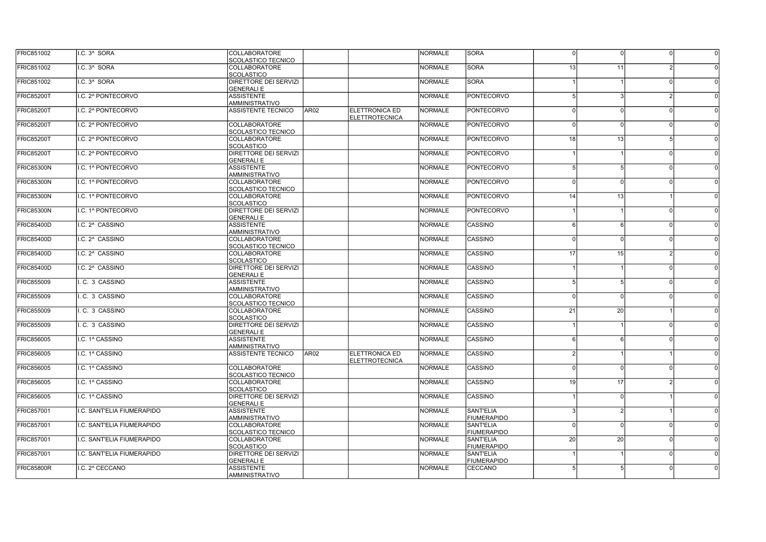| | | | | | | | | | | |
|---|---|---|---|---|---|---|---|---|---|---|
| FRIC851002 | I.C. 3^ SORA | COLLABORATORE SCOLASTICO TECNICO | | | NORMALE | SORA | 0 | 0 | 0 | 0 |
| FRIC851002 | I.C. 3^ SORA | COLLABORATORE SCOLASTICO | | | NORMALE | SORA | 13 | 11 | 2 | 0 |
| FRIC851002 | I.C. 3^ SORA | DIRETTORE DEI SERVIZI GENERALI E | | | NORMALE | SORA | 1 | 1 | 0 | 0 |
| FRIC85200T | I.C. 2^ PONTECORVO | ASSISTENTE AMMINISTRATIVO | | | NORMALE | PONTECORVO | 5 | 3 | 2 | 0 |
| FRIC85200T | I.C. 2^ PONTECORVO | ASSISTENTE TECNICO | AR02 | ELETTRONICA ED ELETTROTECNICA | NORMALE | PONTECORVO | 0 | 0 | 0 | 0 |
| FRIC85200T | I.C. 2^ PONTECORVO | COLLABORATORE SCOLASTICO TECNICO | | | NORMALE | PONTECORVO | 0 | 0 | 0 | 0 |
| FRIC85200T | I.C. 2^ PONTECORVO | COLLABORATORE SCOLASTICO | | | NORMALE | PONTECORVO | 18 | 13 | 5 | 0 |
| FRIC85200T | I.C. 2^ PONTECORVO | DIRETTORE DEI SERVIZI GENERALI E | | | NORMALE | PONTECORVO | 1 | 1 | 0 | 0 |
| FRIC85300N | I.C. 1^ PONTECORVO | ASSISTENTE AMMINISTRATIVO | | | NORMALE | PONTECORVO | 5 | 5 | 0 | 0 |
| FRIC85300N | I.C. 1^ PONTECORVO | COLLABORATORE SCOLASTICO TECNICO | | | NORMALE | PONTECORVO | 0 | 0 | 0 | 0 |
| FRIC85300N | I.C. 1^ PONTECORVO | COLLABORATORE SCOLASTICO | | | NORMALE | PONTECORVO | 14 | 13 | 1 | 0 |
| FRIC85300N | I.C. 1^ PONTECORVO | DIRETTORE DEI SERVIZI GENERALI E | | | NORMALE | PONTECORVO | 1 | 1 | 0 | 0 |
| FRIC85400D | I.C. 2^ CASSINO | ASSISTENTE AMMINISTRATIVO | | | NORMALE | CASSINO | 6 | 6 | 0 | 0 |
| FRIC85400D | I.C. 2^ CASSINO | COLLABORATORE SCOLASTICO TECNICO | | | NORMALE | CASSINO | 0 | 0 | 0 | 0 |
| FRIC85400D | I.C. 2^ CASSINO | COLLABORATORE SCOLASTICO | | | NORMALE | CASSINO | 17 | 15 | 2 | 0 |
| FRIC85400D | I.C. 2^ CASSINO | DIRETTORE DEI SERVIZI GENERALI E | | | NORMALE | CASSINO | 1 | 1 | 0 | 0 |
| FRIC855009 | I. C. 3 CASSINO | ASSISTENTE AMMINISTRATIVO | | | NORMALE | CASSINO | 5 | 5 | 0 | 0 |
| FRIC855009 | I. C. 3 CASSINO | COLLABORATORE SCOLASTICO TECNICO | | | NORMALE | CASSINO | 0 | 0 | 0 | 0 |
| FRIC855009 | I. C. 3 CASSINO | COLLABORATORE SCOLASTICO | | | NORMALE | CASSINO | 21 | 20 | 1 | 0 |
| FRIC855009 | I. C. 3 CASSINO | DIRETTORE DEI SERVIZI GENERALI E | | | NORMALE | CASSINO | 1 | 1 | 0 | 0 |
| FRIC856005 | I.C. 1^ CASSINO | ASSISTENTE AMMINISTRATIVO | | | NORMALE | CASSINO | 6 | 6 | 0 | 0 |
| FRIC856005 | I.C. 1^ CASSINO | ASSISTENTE TECNICO | AR02 | ELETTRONICA ED ELETTROTECNICA | NORMALE | CASSINO | 2 | 1 | 1 | 0 |
| FRIC856005 | I.C. 1^ CASSINO | COLLABORATORE SCOLASTICO TECNICO | | | NORMALE | CASSINO | 0 | 0 | 0 | 0 |
| FRIC856005 | I.C. 1^ CASSINO | COLLABORATORE SCOLASTICO | | | NORMALE | CASSINO | 19 | 17 | 2 | 0 |
| FRIC856005 | I.C. 1^ CASSINO | DIRETTORE DEI SERVIZI GENERALI E | | | NORMALE | CASSINO | 1 | 0 | 1 | 0 |
| FRIC857001 | I.C. SANT'ELIA FIUMERAPIDO | ASSISTENTE AMMINISTRATIVO | | | NORMALE | SANT'ELIA FIUMERAPIDO | 3 | 2 | 1 | 0 |
| FRIC857001 | I.C. SANT'ELIA FIUMERAPIDO | COLLABORATORE SCOLASTICO TECNICO | | | NORMALE | SANT'ELIA FIUMERAPIDO | 0 | 0 | 0 | 0 |
| FRIC857001 | I.C. SANT'ELIA FIUMERAPIDO | COLLABORATORE SCOLASTICO | | | NORMALE | SANT'ELIA FIUMERAPIDO | 20 | 20 | 0 | 0 |
| FRIC857001 | I.C. SANT'ELIA FIUMERAPIDO | DIRETTORE DEI SERVIZI GENERALI E | | | NORMALE | SANT'ELIA FIUMERAPIDO | 1 | 1 | 0 | 0 |
| FRIC85800R | I.C. 2^ CECCANO | ASSISTENTE AMMINISTRATIVO | | | NORMALE | CECCANO | 5 | 5 | 0 | 0 |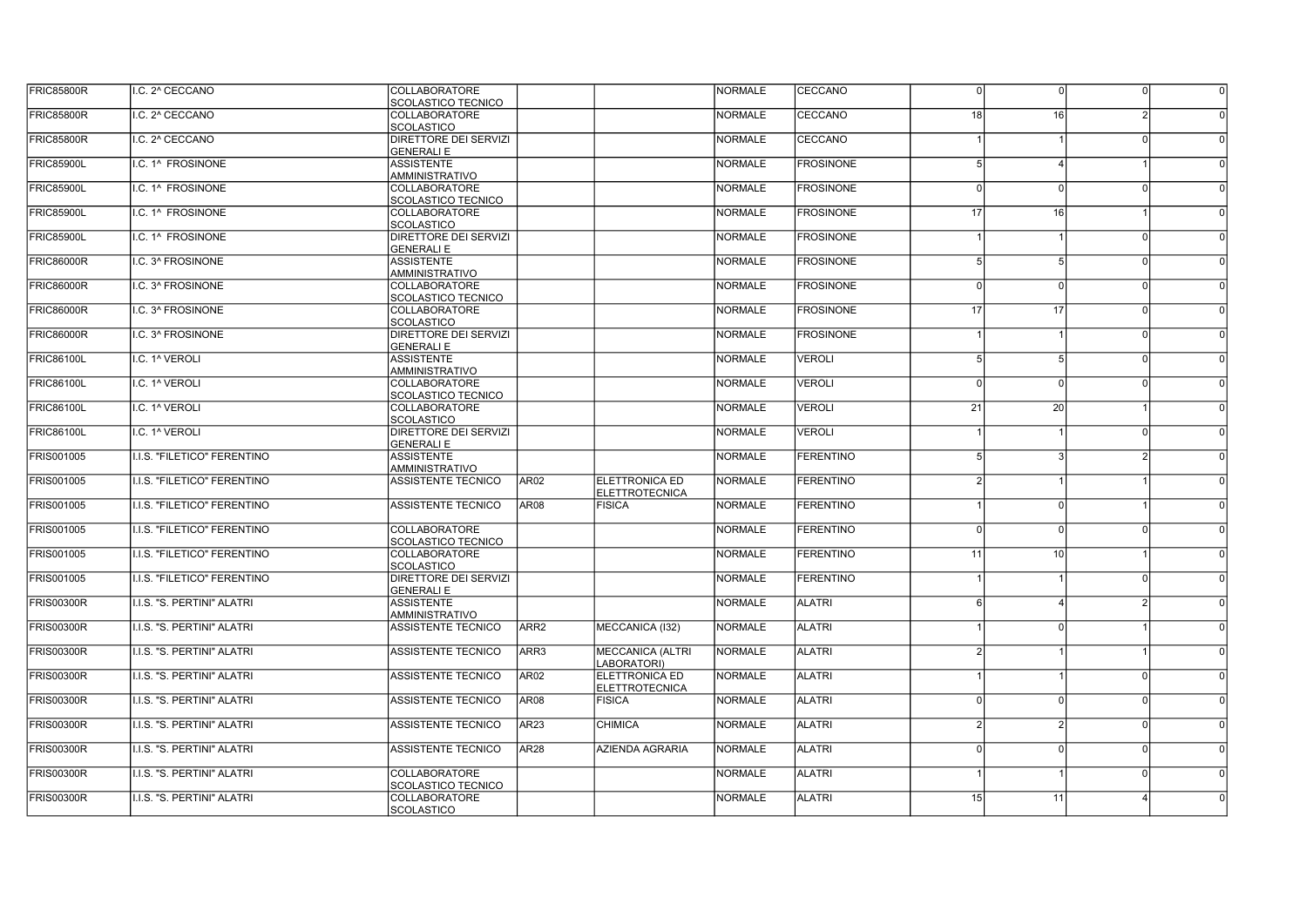| | | | | | | | | | | |
|---|---|---|---|---|---|---|---|---|---|---|
| FRIC85800R | I.C. 2^ CECCANO | COLLABORATORE SCOLASTICO TECNICO | | | NORMALE | CECCANO | 0 | 0 | 0 | 0 |
| FRIC85800R | I.C. 2^ CECCANO | COLLABORATORE SCOLASTICO | | | NORMALE | CECCANO | 18 | 16 | 2 | 0 |
| FRIC85800R | I.C. 2^ CECCANO | DIRETTORE DEI SERVIZI GENERALI E | | | NORMALE | CECCANO | 1 | 1 | 0 | 0 |
| FRIC85900L | I.C. 1^ FROSINONE | ASSISTENTE AMMINISTRATIVO | | | NORMALE | FROSINONE | 5 | 4 | 1 | 0 |
| FRIC85900L | I.C. 1^ FROSINONE | COLLABORATORE SCOLASTICO TECNICO | | | NORMALE | FROSINONE | 0 | 0 | 0 | 0 |
| FRIC85900L | I.C. 1^ FROSINONE | COLLABORATORE SCOLASTICO | | | NORMALE | FROSINONE | 17 | 16 | 1 | 0 |
| FRIC85900L | I.C. 1^ FROSINONE | DIRETTORE DEI SERVIZI GENERALI E | | | NORMALE | FROSINONE | 1 | 1 | 0 | 0 |
| FRIC86000R | I.C. 3^ FROSINONE | ASSISTENTE AMMINISTRATIVO | | | NORMALE | FROSINONE | 5 | 5 | 0 | 0 |
| FRIC86000R | I.C. 3^ FROSINONE | COLLABORATORE SCOLASTICO TECNICO | | | NORMALE | FROSINONE | 0 | 0 | 0 | 0 |
| FRIC86000R | I.C. 3^ FROSINONE | COLLABORATORE SCOLASTICO | | | NORMALE | FROSINONE | 17 | 17 | 0 | 0 |
| FRIC86000R | I.C. 3^ FROSINONE | DIRETTORE DEI SERVIZI GENERALI E | | | NORMALE | FROSINONE | 1 | 1 | 0 | 0 |
| FRIC86100L | I.C. 1^ VEROLI | ASSISTENTE AMMINISTRATIVO | | | NORMALE | VEROLI | 5 | 5 | 0 | 0 |
| FRIC86100L | I.C. 1^ VEROLI | COLLABORATORE SCOLASTICO TECNICO | | | NORMALE | VEROLI | 0 | 0 | 0 | 0 |
| FRIC86100L | I.C. 1^ VEROLI | COLLABORATORE SCOLASTICO | | | NORMALE | VEROLI | 21 | 20 | 1 | 0 |
| FRIC86100L | I.C. 1^ VEROLI | DIRETTORE DEI SERVIZI GENERALI E | | | NORMALE | VEROLI | 1 | 1 | 0 | 0 |
| FRIS001005 | I.I.S. "FILETICO" FERENTINO | ASSISTENTE AMMINISTRATIVO | | | NORMALE | FERENTINO | 5 | 3 | 2 | 0 |
| FRIS001005 | I.I.S. "FILETICO" FERENTINO | ASSISTENTE TECNICO | AR02 | ELETTRONICA ED ELETTROTECNICA | NORMALE | FERENTINO | 2 | 1 | 1 | 0 |
| FRIS001005 | I.I.S. "FILETICO" FERENTINO | ASSISTENTE TECNICO | AR08 | FISICA | NORMALE | FERENTINO | 1 | 0 | 1 | 0 |
| FRIS001005 | I.I.S. "FILETICO" FERENTINO | COLLABORATORE SCOLASTICO TECNICO | | | NORMALE | FERENTINO | 0 | 0 | 0 | 0 |
| FRIS001005 | I.I.S. "FILETICO" FERENTINO | COLLABORATORE SCOLASTICO | | | NORMALE | FERENTINO | 11 | 10 | 1 | 0 |
| FRIS001005 | I.I.S. "FILETICO" FERENTINO | DIRETTORE DEI SERVIZI GENERALI E | | | NORMALE | FERENTINO | 1 | 1 | 0 | 0 |
| FRIS00300R | I.I.S. "S. PERTINI" ALATRI | ASSISTENTE AMMINISTRATIVO | | | NORMALE | ALATRI | 6 | 4 | 2 | 0 |
| FRIS00300R | I.I.S. "S. PERTINI" ALATRI | ASSISTENTE TECNICO | ARR2 | MECCANICA (I32) | NORMALE | ALATRI | 1 | 0 | 1 | 0 |
| FRIS00300R | I.I.S. "S. PERTINI" ALATRI | ASSISTENTE TECNICO | ARR3 | MECCANICA (ALTRI LABORATORI) | NORMALE | ALATRI | 2 | 1 | 1 | 0 |
| FRIS00300R | I.I.S. "S. PERTINI" ALATRI | ASSISTENTE TECNICO | AR02 | ELETTRONICA ED ELETTROTECNICA | NORMALE | ALATRI | 1 | 1 | 0 | 0 |
| FRIS00300R | I.I.S. "S. PERTINI" ALATRI | ASSISTENTE TECNICO | AR08 | FISICA | NORMALE | ALATRI | 0 | 0 | 0 | 0 |
| FRIS00300R | I.I.S. "S. PERTINI" ALATRI | ASSISTENTE TECNICO | AR23 | CHIMICA | NORMALE | ALATRI | 2 | 2 | 0 | 0 |
| FRIS00300R | I.I.S. "S. PERTINI" ALATRI | ASSISTENTE TECNICO | AR28 | AZIENDA AGRARIA | NORMALE | ALATRI | 0 | 0 | 0 | 0 |
| FRIS00300R | I.I.S. "S. PERTINI" ALATRI | COLLABORATORE SCOLASTICO TECNICO | | | NORMALE | ALATRI | 1 | 1 | 0 | 0 |
| FRIS00300R | I.I.S. "S. PERTINI" ALATRI | COLLABORATORE SCOLASTICO | | | NORMALE | ALATRI | 15 | 11 | 4 | 0 |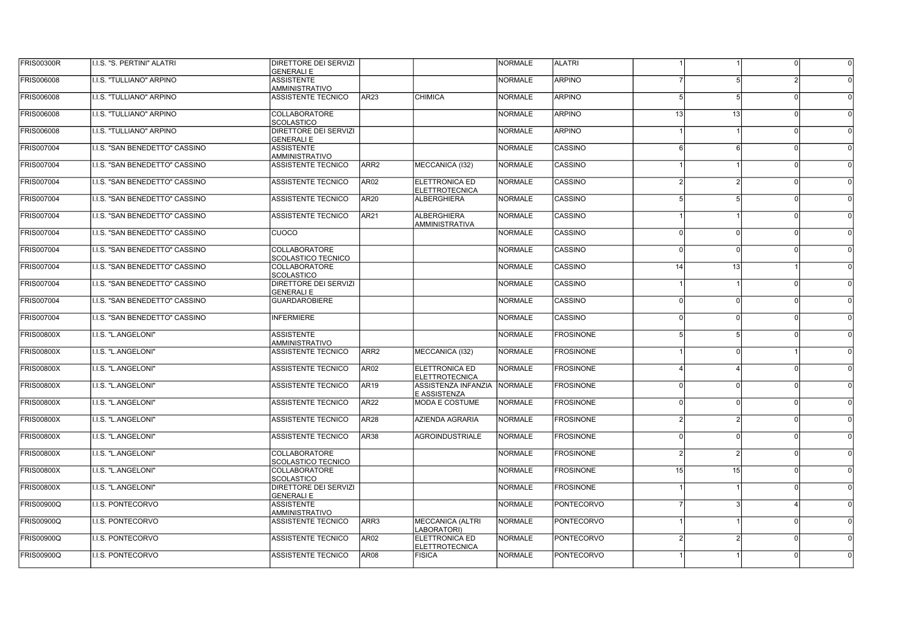| | | | | | | | | | | |
|---|---|---|---|---|---|---|---|---|---|---|
| FRIS00300R | I.I.S. "S. PERTINI" ALATRI | DIRETTORE DEI SERVIZI GENERALI E | | | NORMALE | ALATRI | 1 | 1 | 0 | 0 |
| FRIS006008 | I.I.S. "TULLIANO" ARPINO | ASSISTENTE AMMINISTRATIVO | | | NORMALE | ARPINO | 7 | 5 | 2 | 0 |
| FRIS006008 | I.I.S. "TULLIANO" ARPINO | ASSISTENTE TECNICO | AR23 | CHIMICA | NORMALE | ARPINO | 5 | 5 | 0 | 0 |
| FRIS006008 | I.I.S. "TULLIANO" ARPINO | COLLABORATORE SCOLASTICO | | | NORMALE | ARPINO | 13 | 13 | 0 | 0 |
| FRIS006008 | I.I.S. "TULLIANO" ARPINO | DIRETTORE DEI SERVIZI GENERALI E | | | NORMALE | ARPINO | 1 | 1 | 0 | 0 |
| FRIS007004 | I.I.S. "SAN BENEDETTO" CASSINO | ASSISTENTE AMMINISTRATIVO | | | NORMALE | CASSINO | 6 | 6 | 0 | 0 |
| FRIS007004 | I.I.S. "SAN BENEDETTO" CASSINO | ASSISTENTE TECNICO | ARR2 | MECCANICA (I32) | NORMALE | CASSINO | 1 | 1 | 0 | 0 |
| FRIS007004 | I.I.S. "SAN BENEDETTO" CASSINO | ASSISTENTE TECNICO | AR02 | ELETTRONICA ED ELETTROTECNICA | NORMALE | CASSINO | 2 | 2 | 0 | 0 |
| FRIS007004 | I.I.S. "SAN BENEDETTO" CASSINO | ASSISTENTE TECNICO | AR20 | ALBERGHIERA | NORMALE | CASSINO | 5 | 5 | 0 | 0 |
| FRIS007004 | I.I.S. "SAN BENEDETTO" CASSINO | ASSISTENTE TECNICO | AR21 | ALBERGHIERA AMMINISTRATIVA | NORMALE | CASSINO | 1 | 1 | 0 | 0 |
| FRIS007004 | I.I.S. "SAN BENEDETTO" CASSINO | CUOCO | | | NORMALE | CASSINO | 0 | 0 | 0 | 0 |
| FRIS007004 | I.I.S. "SAN BENEDETTO" CASSINO | COLLABORATORE SCOLASTICO TECNICO | | | NORMALE | CASSINO | 0 | 0 | 0 | 0 |
| FRIS007004 | I.I.S. "SAN BENEDETTO" CASSINO | COLLABORATORE SCOLASTICO | | | NORMALE | CASSINO | 14 | 13 | 1 | 0 |
| FRIS007004 | I.I.S. "SAN BENEDETTO" CASSINO | DIRETTORE DEI SERVIZI GENERALI E | | | NORMALE | CASSINO | 1 | 1 | 0 | 0 |
| FRIS007004 | I.I.S. "SAN BENEDETTO" CASSINO | GUARDAROBIERE | | | NORMALE | CASSINO | 0 | 0 | 0 | 0 |
| FRIS007004 | I.I.S. "SAN BENEDETTO" CASSINO | INFERMIERE | | | NORMALE | CASSINO | 0 | 0 | 0 | 0 |
| FRIS00800X | I.I.S. "L.ANGELONI" | ASSISTENTE AMMINISTRATIVO | | | NORMALE | FROSINONE | 5 | 5 | 0 | 0 |
| FRIS00800X | I.I.S. "L.ANGELONI" | ASSISTENTE TECNICO | ARR2 | MECCANICA (I32) | NORMALE | FROSINONE | 1 | 0 | 1 | 0 |
| FRIS00800X | I.I.S. "L.ANGELONI" | ASSISTENTE TECNICO | AR02 | ELETTRONICA ED ELETTROTECNICA | NORMALE | FROSINONE | 4 | 4 | 0 | 0 |
| FRIS00800X | I.I.S. "L.ANGELONI" | ASSISTENTE TECNICO | AR19 | ASSISTENZA INFANZIA E ASSISTENZA | NORMALE | FROSINONE | 0 | 0 | 0 | 0 |
| FRIS00800X | I.I.S. "L.ANGELONI" | ASSISTENTE TECNICO | AR22 | MODA E COSTUME | NORMALE | FROSINONE | 0 | 0 | 0 | 0 |
| FRIS00800X | I.I.S. "L.ANGELONI" | ASSISTENTE TECNICO | AR28 | AZIENDA AGRARIA | NORMALE | FROSINONE | 2 | 2 | 0 | 0 |
| FRIS00800X | I.I.S. "L.ANGELONI" | ASSISTENTE TECNICO | AR38 | AGROINDUSTRIALE | NORMALE | FROSINONE | 0 | 0 | 0 | 0 |
| FRIS00800X | I.I.S. "L.ANGELONI" | COLLABORATORE SCOLASTICO TECNICO | | | NORMALE | FROSINONE | 2 | 2 | 0 | 0 |
| FRIS00800X | I.I.S. "L.ANGELONI" | COLLABORATORE SCOLASTICO | | | NORMALE | FROSINONE | 15 | 15 | 0 | 0 |
| FRIS00800X | I.I.S. "L.ANGELONI" | DIRETTORE DEI SERVIZI GENERALI E | | | NORMALE | FROSINONE | 1 | 1 | 0 | 0 |
| FRIS00900Q | I.I.S. PONTECORVO | ASSISTENTE AMMINISTRATIVO | | | NORMALE | PONTECORVO | 7 | 3 | 4 | 0 |
| FRIS00900Q | I.I.S. PONTECORVO | ASSISTENTE TECNICO | ARR3 | MECCANICA (ALTRI LABORATORI) | NORMALE | PONTECORVO | 1 | 1 | 0 | 0 |
| FRIS00900Q | I.I.S. PONTECORVO | ASSISTENTE TECNICO | AR02 | ELETTRONICA ED ELETTROTECNICA | NORMALE | PONTECORVO | 2 | 2 | 0 | 0 |
| FRIS00900Q | I.I.S. PONTECORVO | ASSISTENTE TECNICO | AR08 | FISICA | NORMALE | PONTECORVO | 1 | 1 | 0 | 0 |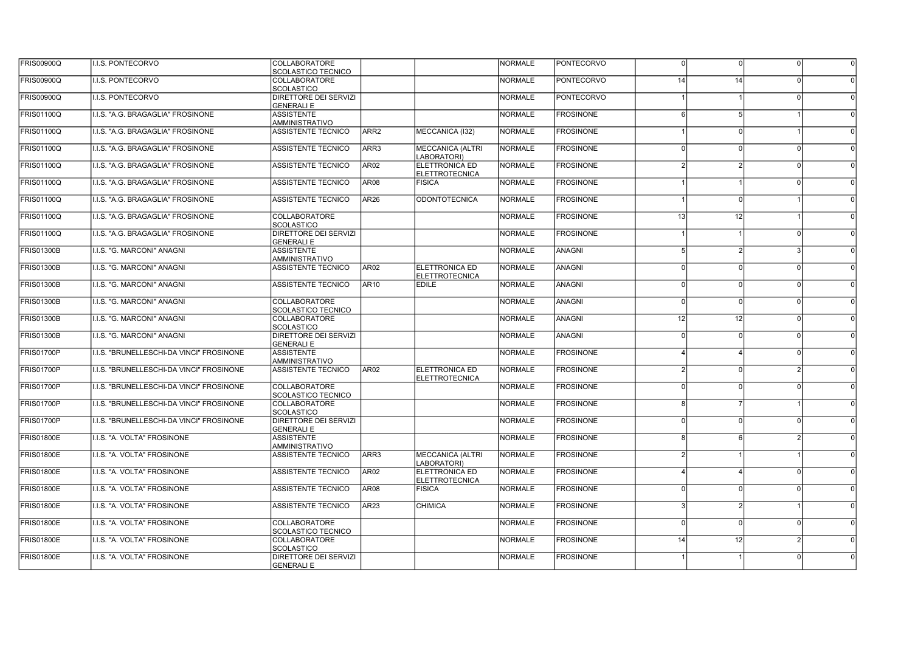| | | | | | | | | | | |
|---|---|---|---|---|---|---|---|---|---|---|
| FRIS00900Q | I.I.S. PONTECORVO | COLLABORATORE SCOLASTICO TECNICO | | | NORMALE | PONTECORVO | 0 | 0 | 0 | 0 |
| FRIS00900Q | I.I.S. PONTECORVO | COLLABORATORE SCOLASTICO | | | NORMALE | PONTECORVO | 14 | 14 | 0 | 0 |
| FRIS00900Q | I.I.S. PONTECORVO | DIRETTORE DEI SERVIZI GENERALI E | | | NORMALE | PONTECORVO | 1 | 1 | 0 | 0 |
| FRIS01100Q | I.I.S. "A.G. BRAGAGLIA" FROSINONE | ASSISTENTE AMMINISTRATIVO | | | NORMALE | FROSINONE | 6 | 5 | 1 | 0 |
| FRIS01100Q | I.I.S. "A.G. BRAGAGLIA" FROSINONE | ASSISTENTE TECNICO | ARR2 | MECCANICA (I32) | NORMALE | FROSINONE | 1 | 0 | 1 | 0 |
| FRIS01100Q | I.I.S. "A.G. BRAGAGLIA" FROSINONE | ASSISTENTE TECNICO | ARR3 | MECCANICA (ALTRI LABORATORI) | NORMALE | FROSINONE | 0 | 0 | 0 | 0 |
| FRIS01100Q | I.I.S. "A.G. BRAGAGLIA" FROSINONE | ASSISTENTE TECNICO | AR02 | ELETTRONICA ED ELETTROTECNICA | NORMALE | FROSINONE | 2 | 2 | 0 | 0 |
| FRIS01100Q | I.I.S. "A.G. BRAGAGLIA" FROSINONE | ASSISTENTE TECNICO | AR08 | FISICA | NORMALE | FROSINONE | 1 | 1 | 0 | 0 |
| FRIS01100Q | I.I.S. "A.G. BRAGAGLIA" FROSINONE | ASSISTENTE TECNICO | AR26 | ODONTOTECNICA | NORMALE | FROSINONE | 1 | 0 | 1 | 0 |
| FRIS01100Q | I.I.S. "A.G. BRAGAGLIA" FROSINONE | COLLABORATORE SCOLASTICO | | | NORMALE | FROSINONE | 13 | 12 | 1 | 0 |
| FRIS01100Q | I.I.S. "A.G. BRAGAGLIA" FROSINONE | DIRETTORE DEI SERVIZI GENERALI E | | | NORMALE | FROSINONE | 1 | 1 | 0 | 0 |
| FRIS01300B | I.I.S. "G. MARCONI" ANAGNI | ASSISTENTE AMMINISTRATIVO | | | NORMALE | ANAGNI | 5 | 2 | 3 | 0 |
| FRIS01300B | I.I.S. "G. MARCONI" ANAGNI | ASSISTENTE TECNICO | AR02 | ELETTRONICA ED ELETTROTECNICA | NORMALE | ANAGNI | 0 | 0 | 0 | 0 |
| FRIS01300B | I.I.S. "G. MARCONI" ANAGNI | ASSISTENTE TECNICO | AR10 | EDILE | NORMALE | ANAGNI | 0 | 0 | 0 | 0 |
| FRIS01300B | I.I.S. "G. MARCONI" ANAGNI | COLLABORATORE SCOLASTICO TECNICO | | | NORMALE | ANAGNI | 0 | 0 | 0 | 0 |
| FRIS01300B | I.I.S. "G. MARCONI" ANAGNI | COLLABORATORE SCOLASTICO | | | NORMALE | ANAGNI | 12 | 12 | 0 | 0 |
| FRIS01300B | I.I.S. "G. MARCONI" ANAGNI | DIRETTORE DEI SERVIZI GENERALI E | | | NORMALE | ANAGNI | 0 | 0 | 0 | 0 |
| FRIS01700P | I.I.S. "BRUNELLESCHI-DA VINCI" FROSINONE | ASSISTENTE AMMINISTRATIVO | | | NORMALE | FROSINONE | 4 | 4 | 0 | 0 |
| FRIS01700P | I.I.S. "BRUNELLESCHI-DA VINCI" FROSINONE | ASSISTENTE TECNICO | AR02 | ELETTRONICA ED ELETTROTECNICA | NORMALE | FROSINONE | 2 | 0 | 2 | 0 |
| FRIS01700P | I.I.S. "BRUNELLESCHI-DA VINCI" FROSINONE | COLLABORATORE SCOLASTICO TECNICO | | | NORMALE | FROSINONE | 0 | 0 | 0 | 0 |
| FRIS01700P | I.I.S. "BRUNELLESCHI-DA VINCI" FROSINONE | COLLABORATORE SCOLASTICO | | | NORMALE | FROSINONE | 8 | 7 | 1 | 0 |
| FRIS01700P | I.I.S. "BRUNELLESCHI-DA VINCI" FROSINONE | DIRETTORE DEI SERVIZI GENERALI E | | | NORMALE | FROSINONE | 0 | 0 | 0 | 0 |
| FRIS01800E | I.I.S. "A. VOLTA" FROSINONE | ASSISTENTE AMMINISTRATIVO | | | NORMALE | FROSINONE | 8 | 6 | 2 | 0 |
| FRIS01800E | I.I.S. "A. VOLTA" FROSINONE | ASSISTENTE TECNICO | ARR3 | MECCANICA (ALTRI LABORATORI) | NORMALE | FROSINONE | 2 | 1 | 1 | 0 |
| FRIS01800E | I.I.S. "A. VOLTA" FROSINONE | ASSISTENTE TECNICO | AR02 | ELETTRONICA ED ELETTROTECNICA | NORMALE | FROSINONE | 4 | 4 | 0 | 0 |
| FRIS01800E | I.I.S. "A. VOLTA" FROSINONE | ASSISTENTE TECNICO | AR08 | FISICA | NORMALE | FROSINONE | 0 | 0 | 0 | 0 |
| FRIS01800E | I.I.S. "A. VOLTA" FROSINONE | ASSISTENTE TECNICO | AR23 | CHIMICA | NORMALE | FROSINONE | 3 | 2 | 1 | 0 |
| FRIS01800E | I.I.S. "A. VOLTA" FROSINONE | COLLABORATORE SCOLASTICO TECNICO | | | NORMALE | FROSINONE | 0 | 0 | 0 | 0 |
| FRIS01800E | I.I.S. "A. VOLTA" FROSINONE | COLLABORATORE SCOLASTICO | | | NORMALE | FROSINONE | 14 | 12 | 2 | 0 |
| FRIS01800E | I.I.S. "A. VOLTA" FROSINONE | DIRETTORE DEI SERVIZI GENERALI E | | | NORMALE | FROSINONE | 1 | 1 | 0 | 0 |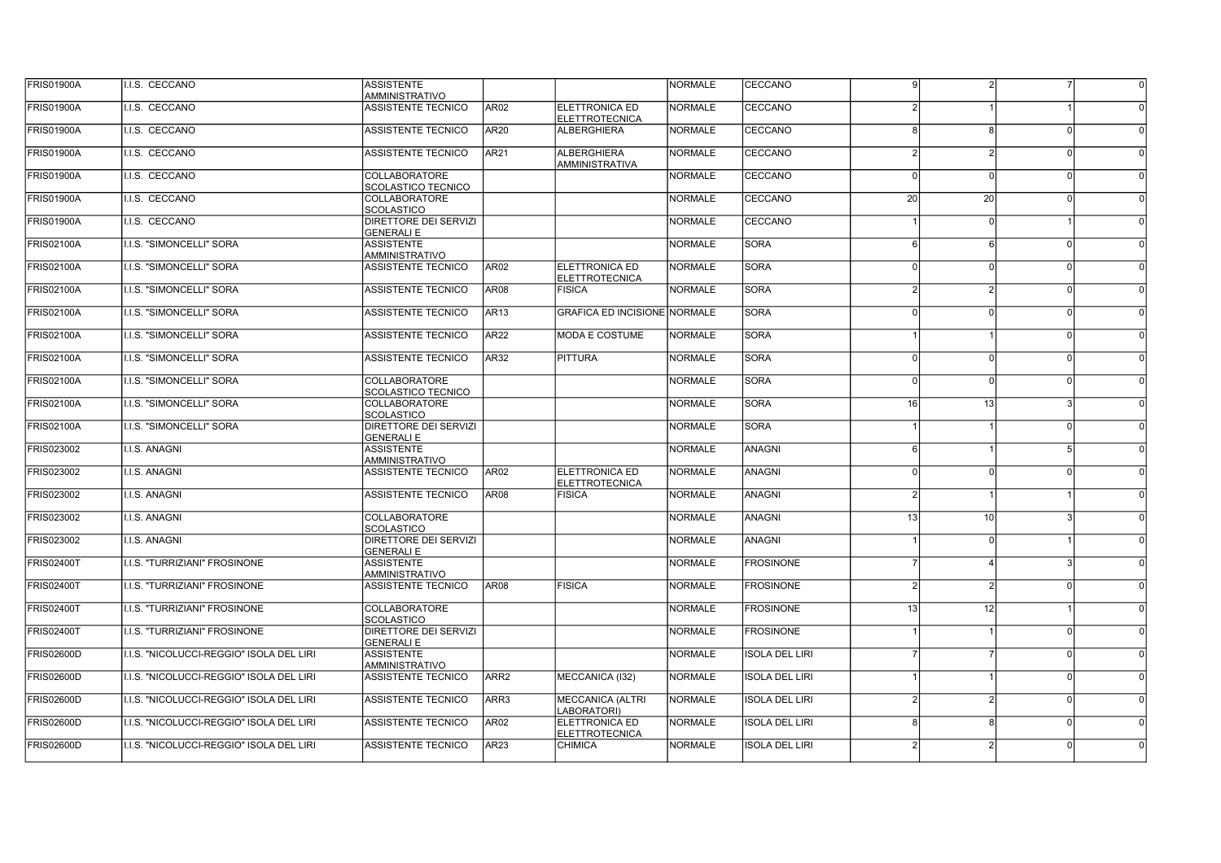| | | | | | | | | | | |
|---|---|---|---|---|---|---|---|---|---|---|
| FRIS01900A | I.I.S. CECCANO | ASSISTENTE AMMINISTRATIVO | | | NORMALE | CECCANO | 9 | 2 | 7 | 0 |
| FRIS01900A | I.I.S. CECCANO | ASSISTENTE TECNICO | AR02 | ELETTRONICA ED ELETTROTECNICA | NORMALE | CECCANO | 2 | 1 | 1 | 0 |
| FRIS01900A | I.I.S. CECCANO | ASSISTENTE TECNICO | AR20 | ALBERGHIERA | NORMALE | CECCANO | 8 | 8 | 0 | 0 |
| FRIS01900A | I.I.S. CECCANO | ASSISTENTE TECNICO | AR21 | ALBERGHIERA AMMINISTRATIVA | NORMALE | CECCANO | 2 | 2 | 0 | 0 |
| FRIS01900A | I.I.S. CECCANO | COLLABORATORE SCOLASTICO TECNICO | | | NORMALE | CECCANO | 0 | 0 | 0 | 0 |
| FRIS01900A | I.I.S. CECCANO | COLLABORATORE SCOLASTICO | | | NORMALE | CECCANO | 20 | 20 | 0 | 0 |
| FRIS01900A | I.I.S. CECCANO | DIRETTORE DEI SERVIZI GENERALI E | | | NORMALE | CECCANO | 1 | 0 | 1 | 0 |
| FRIS02100A | I.I.S. "SIMONCELLI" SORA | ASSISTENTE AMMINISTRATIVO | | | NORMALE | SORA | 6 | 6 | 0 | 0 |
| FRIS02100A | I.I.S. "SIMONCELLI" SORA | ASSISTENTE TECNICO | AR02 | ELETTRONICA ED ELETTROTECNICA | NORMALE | SORA | 0 | 0 | 0 | 0 |
| FRIS02100A | I.I.S. "SIMONCELLI" SORA | ASSISTENTE TECNICO | AR08 | FISICA | NORMALE | SORA | 2 | 2 | 0 | 0 |
| FRIS02100A | I.I.S. "SIMONCELLI" SORA | ASSISTENTE TECNICO | AR13 | GRAFICA ED INCISIONE | NORMALE | SORA | 0 | 0 | 0 | 0 |
| FRIS02100A | I.I.S. "SIMONCELLI" SORA | ASSISTENTE TECNICO | AR22 | MODA E COSTUME | NORMALE | SORA | 1 | 1 | 0 | 0 |
| FRIS02100A | I.I.S. "SIMONCELLI" SORA | ASSISTENTE TECNICO | AR32 | PITTURA | NORMALE | SORA | 0 | 0 | 0 | 0 |
| FRIS02100A | I.I.S. "SIMONCELLI" SORA | COLLABORATORE SCOLASTICO TECNICO | | | NORMALE | SORA | 0 | 0 | 0 | 0 |
| FRIS02100A | I.I.S. "SIMONCELLI" SORA | COLLABORATORE SCOLASTICO | | | NORMALE | SORA | 16 | 13 | 3 | 0 |
| FRIS02100A | I.I.S. "SIMONCELLI" SORA | DIRETTORE DEI SERVIZI GENERALI E | | | NORMALE | SORA | 1 | 1 | 0 | 0 |
| FRIS023002 | I.I.S. ANAGNI | ASSISTENTE AMMINISTRATIVO | | | NORMALE | ANAGNI | 6 | 1 | 5 | 0 |
| FRIS023002 | I.I.S. ANAGNI | ASSISTENTE TECNICO | AR02 | ELETTRONICA ED ELETTROTECNICA | NORMALE | ANAGNI | 0 | 0 | 0 | 0 |
| FRIS023002 | I.I.S. ANAGNI | ASSISTENTE TECNICO | AR08 | FISICA | NORMALE | ANAGNI | 2 | 1 | 1 | 0 |
| FRIS023002 | I.I.S. ANAGNI | COLLABORATORE SCOLASTICO | | | NORMALE | ANAGNI | 13 | 10 | 3 | 0 |
| FRIS023002 | I.I.S. ANAGNI | DIRETTORE DEI SERVIZI GENERALI E | | | NORMALE | ANAGNI | 1 | 0 | 1 | 0 |
| FRIS02400T | I.I.S. "TURRIZIANI" FROSINONE | ASSISTENTE AMMINISTRATIVO | | | NORMALE | FROSINONE | 7 | 4 | 3 | 0 |
| FRIS02400T | I.I.S. "TURRIZIANI" FROSINONE | ASSISTENTE TECNICO | AR08 | FISICA | NORMALE | FROSINONE | 2 | 2 | 0 | 0 |
| FRIS02400T | I.I.S. "TURRIZIANI" FROSINONE | COLLABORATORE SCOLASTICO | | | NORMALE | FROSINONE | 13 | 12 | 1 | 0 |
| FRIS02400T | I.I.S. "TURRIZIANI" FROSINONE | DIRETTORE DEI SERVIZI GENERALI E | | | NORMALE | FROSINONE | 1 | 1 | 0 | 0 |
| FRIS02600D | I.I.S. "NICOLUCCI-REGGIO" ISOLA DEL LIRI | ASSISTENTE AMMINISTRATIVO | | | NORMALE | ISOLA DEL LIRI | 7 | 7 | 0 | 0 |
| FRIS02600D | I.I.S. "NICOLUCCI-REGGIO" ISOLA DEL LIRI | ASSISTENTE TECNICO | ARR2 | MECCANICA (I32) | NORMALE | ISOLA DEL LIRI | 1 | 1 | 0 | 0 |
| FRIS02600D | I.I.S. "NICOLUCCI-REGGIO" ISOLA DEL LIRI | ASSISTENTE TECNICO | ARR3 | MECCANICA (ALTRI LABORATORI) | NORMALE | ISOLA DEL LIRI | 2 | 2 | 0 | 0 |
| FRIS02600D | I.I.S. "NICOLUCCI-REGGIO" ISOLA DEL LIRI | ASSISTENTE TECNICO | AR02 | ELETTRONICA ED ELETTROTECNICA | NORMALE | ISOLA DEL LIRI | 8 | 8 | 0 | 0 |
| FRIS02600D | I.I.S. "NICOLUCCI-REGGIO" ISOLA DEL LIRI | ASSISTENTE TECNICO | AR23 | CHIMICA | NORMALE | ISOLA DEL LIRI | 2 | 2 | 0 | 0 |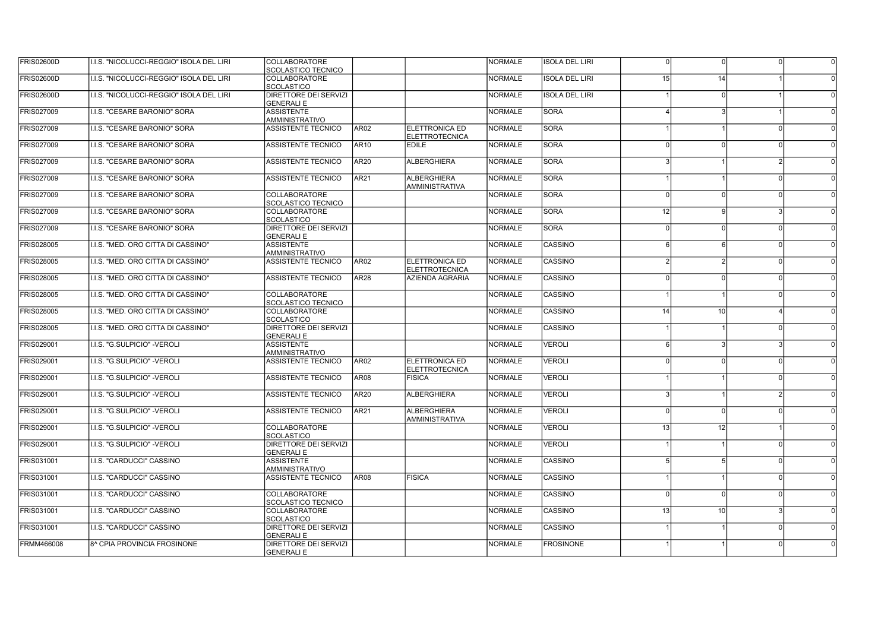| | | | | | | | | | | |
|---|---|---|---|---|---|---|---|---|---|---|
| FRIS02600D | I.I.S. "NICOLUCCI-REGGIO" ISOLA DEL LIRI | COLLABORATORE SCOLASTICO TECNICO | | | NORMALE | ISOLA DEL LIRI | 0 | 0 | 0 | 0 |
| FRIS02600D | I.I.S. "NICOLUCCI-REGGIO" ISOLA DEL LIRI | COLLABORATORE SCOLASTICO | | | NORMALE | ISOLA DEL LIRI | 15 | 14 | 1 | 0 |
| FRIS02600D | I.I.S. "NICOLUCCI-REGGIO" ISOLA DEL LIRI | DIRETTORE DEI SERVIZI GENERALI E | | | NORMALE | ISOLA DEL LIRI | 1 | 0 | 1 | 0 |
| FRIS027009 | I.I.S. "CESARE BARONIO" SORA | ASSISTENTE AMMINISTRATIVO | | | NORMALE | SORA | 4 | 3 | 1 | 0 |
| FRIS027009 | I.I.S. "CESARE BARONIO" SORA | ASSISTENTE TECNICO | AR02 | ELETTRONICA ED ELETTROTECNICA | NORMALE | SORA | 1 | 1 | 0 | 0 |
| FRIS027009 | I.I.S. "CESARE BARONIO" SORA | ASSISTENTE TECNICO | AR10 | EDILE | NORMALE | SORA | 0 | 0 | 0 | 0 |
| FRIS027009 | I.I.S. "CESARE BARONIO" SORA | ASSISTENTE TECNICO | AR20 | ALBERGHIERA | NORMALE | SORA | 3 | 1 | 2 | 0 |
| FRIS027009 | I.I.S. "CESARE BARONIO" SORA | ASSISTENTE TECNICO | AR21 | ALBERGHIERA AMMINISTRATIVA | NORMALE | SORA | 1 | 1 | 0 | 0 |
| FRIS027009 | I.I.S. "CESARE BARONIO" SORA | COLLABORATORE SCOLASTICO TECNICO | | | NORMALE | SORA | 0 | 0 | 0 | 0 |
| FRIS027009 | I.I.S. "CESARE BARONIO" SORA | COLLABORATORE SCOLASTICO | | | NORMALE | SORA | 12 | 9 | 3 | 0 |
| FRIS027009 | I.I.S. "CESARE BARONIO" SORA | DIRETTORE DEI SERVIZI GENERALI E | | | NORMALE | SORA | 0 | 0 | 0 | 0 |
| FRIS028005 | I.I.S. "MED. ORO CITTA DI CASSINO" | ASSISTENTE AMMINISTRATIVO | | | NORMALE | CASSINO | 6 | 6 | 0 | 0 |
| FRIS028005 | I.I.S. "MED. ORO CITTA DI CASSINO" | ASSISTENTE TECNICO | AR02 | ELETTRONICA ED ELETTROTECNICA | NORMALE | CASSINO | 2 | 2 | 0 | 0 |
| FRIS028005 | I.I.S. "MED. ORO CITTA DI CASSINO" | ASSISTENTE TECNICO | AR28 | AZIENDA AGRARIA | NORMALE | CASSINO | 0 | 0 | 0 | 0 |
| FRIS028005 | I.I.S. "MED. ORO CITTA DI CASSINO" | COLLABORATORE SCOLASTICO TECNICO | | | NORMALE | CASSINO | 1 | 1 | 0 | 0 |
| FRIS028005 | I.I.S. "MED. ORO CITTA DI CASSINO" | COLLABORATORE SCOLASTICO | | | NORMALE | CASSINO | 14 | 10 | 4 | 0 |
| FRIS028005 | I.I.S. "MED. ORO CITTA DI CASSINO" | DIRETTORE DEI SERVIZI GENERALI E | | | NORMALE | CASSINO | 1 | 1 | 0 | 0 |
| FRIS029001 | I.I.S. "G.SULPICIO" -VEROLI | ASSISTENTE AMMINISTRATIVO | | | NORMALE | VEROLI | 6 | 3 | 3 | 0 |
| FRIS029001 | I.I.S. "G.SULPICIO" -VEROLI | ASSISTENTE TECNICO | AR02 | ELETTRONICA ED ELETTROTECNICA | NORMALE | VEROLI | 0 | 0 | 0 | 0 |
| FRIS029001 | I.I.S. "G.SULPICIO" -VEROLI | ASSISTENTE TECNICO | AR08 | FISICA | NORMALE | VEROLI | 1 | 1 | 0 | 0 |
| FRIS029001 | I.I.S. "G.SULPICIO" -VEROLI | ASSISTENTE TECNICO | AR20 | ALBERGHIERA | NORMALE | VEROLI | 3 | 1 | 2 | 0 |
| FRIS029001 | I.I.S. "G.SULPICIO" -VEROLI | ASSISTENTE TECNICO | AR21 | ALBERGHIERA AMMINISTRATIVA | NORMALE | VEROLI | 0 | 0 | 0 | 0 |
| FRIS029001 | I.I.S. "G.SULPICIO" -VEROLI | COLLABORATORE SCOLASTICO | | | NORMALE | VEROLI | 13 | 12 | 1 | 0 |
| FRIS029001 | I.I.S. "G.SULPICIO" -VEROLI | DIRETTORE DEI SERVIZI GENERALI E | | | NORMALE | VEROLI | 1 | 1 | 0 | 0 |
| FRIS031001 | I.I.S. "CARDUCCI" CASSINO | ASSISTENTE AMMINISTRATIVO | | | NORMALE | CASSINO | 5 | 5 | 0 | 0 |
| FRIS031001 | I.I.S. "CARDUCCI" CASSINO | ASSISTENTE TECNICO | AR08 | FISICA | NORMALE | CASSINO | 1 | 1 | 0 | 0 |
| FRIS031001 | I.I.S. "CARDUCCI" CASSINO | COLLABORATORE SCOLASTICO TECNICO | | | NORMALE | CASSINO | 0 | 0 | 0 | 0 |
| FRIS031001 | I.I.S. "CARDUCCI" CASSINO | COLLABORATORE SCOLASTICO | | | NORMALE | CASSINO | 13 | 10 | 3 | 0 |
| FRIS031001 | I.I.S. "CARDUCCI" CASSINO | DIRETTORE DEI SERVIZI GENERALI E | | | NORMALE | CASSINO | 1 | 1 | 0 | 0 |
| FRMM466008 | 8^ CPIA PROVINCIA FROSINONE | DIRETTORE DEI SERVIZI GENERALI E | | | NORMALE | FROSINONE | 1 | 1 | 0 | 0 |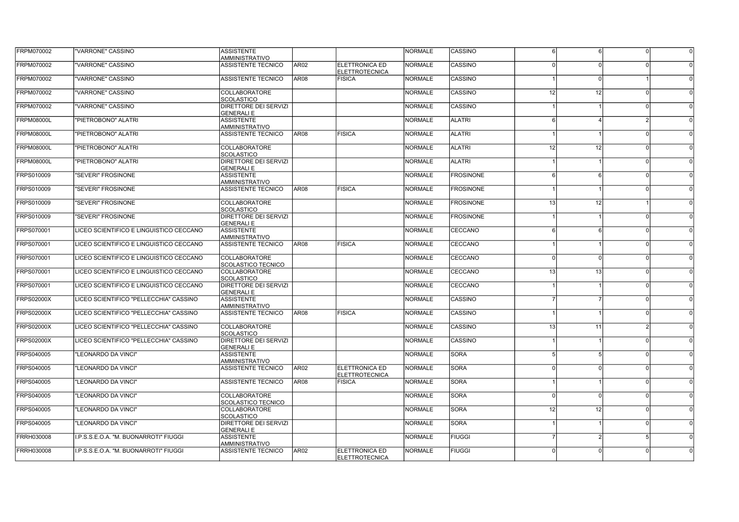| | | | | | | | | | | |
|---|---|---|---|---|---|---|---|---|---|---|
| FRPM070002 | "VARRONE" CASSINO | ASSISTENTE AMMINISTRATIVO | | | NORMALE | CASSINO | 6 | 6 | 0 | 0 |
| FRPM070002 | "VARRONE" CASSINO | ASSISTENTE TECNICO | AR02 | ELETTRONICA ED ELETTROTECNICA | NORMALE | CASSINO | 0 | 0 | 0 | 0 |
| FRPM070002 | "VARRONE" CASSINO | ASSISTENTE TECNICO | AR08 | FISICA | NORMALE | CASSINO | 1 | 0 | 1 | 0 |
| FRPM070002 | "VARRONE" CASSINO | COLLABORATORE SCOLASTICO | | | NORMALE | CASSINO | 12 | 12 | 0 | 0 |
| FRPM070002 | "VARRONE" CASSINO | DIRETTORE DEI SERVIZI GENERALI E | | | NORMALE | CASSINO | 1 | 1 | 0 | 0 |
| FRPM08000L | "PIETROBONO" ALATRI | ASSISTENTE AMMINISTRATIVO | | | NORMALE | ALATRI | 6 | 4 | 2 | 0 |
| FRPM08000L | "PIETROBONO" ALATRI | ASSISTENTE TECNICO | AR08 | FISICA | NORMALE | ALATRI | 1 | 1 | 0 | 0 |
| FRPM08000L | "PIETROBONO" ALATRI | COLLABORATORE SCOLASTICO | | | NORMALE | ALATRI | 12 | 12 | 0 | 0 |
| FRPM08000L | "PIETROBONO" ALATRI | DIRETTORE DEI SERVIZI GENERALI E | | | NORMALE | ALATRI | 1 | 1 | 0 | 0 |
| FRPS010009 | "SEVERI" FROSINONE | ASSISTENTE AMMINISTRATIVO | | | NORMALE | FROSINONE | 6 | 6 | 0 | 0 |
| FRPS010009 | "SEVERI" FROSINONE | ASSISTENTE TECNICO | AR08 | FISICA | NORMALE | FROSINONE | 1 | 1 | 0 | 0 |
| FRPS010009 | "SEVERI" FROSINONE | COLLABORATORE SCOLASTICO | | | NORMALE | FROSINONE | 13 | 12 | 1 | 0 |
| FRPS010009 | "SEVERI" FROSINONE | DIRETTORE DEI SERVIZI GENERALI E | | | NORMALE | FROSINONE | 1 | 1 | 0 | 0 |
| FRPS070001 | LICEO SCIENTIFICO E LINGUISTICO CECCANO | ASSISTENTE AMMINISTRATIVO | | | NORMALE | CECCANO | 6 | 6 | 0 | 0 |
| FRPS070001 | LICEO SCIENTIFICO E LINGUISTICO CECCANO | ASSISTENTE TECNICO | AR08 | FISICA | NORMALE | CECCANO | 1 | 1 | 0 | 0 |
| FRPS070001 | LICEO SCIENTIFICO E LINGUISTICO CECCANO | COLLABORATORE SCOLASTICO TECNICO | | | NORMALE | CECCANO | 0 | 0 | 0 | 0 |
| FRPS070001 | LICEO SCIENTIFICO E LINGUISTICO CECCANO | COLLABORATORE SCOLASTICO | | | NORMALE | CECCANO | 13 | 13 | 0 | 0 |
| FRPS070001 | LICEO SCIENTIFICO E LINGUISTICO CECCANO | DIRETTORE DEI SERVIZI GENERALI E | | | NORMALE | CECCANO | 1 | 1 | 0 | 0 |
| FRPS02000X | LICEO SCIENTIFICO "PELLECCHIA" CASSINO | ASSISTENTE AMMINISTRATIVO | | | NORMALE | CASSINO | 7 | 7 | 0 | 0 |
| FRPS02000X | LICEO SCIENTIFICO "PELLECCHIA" CASSINO | ASSISTENTE TECNICO | AR08 | FISICA | NORMALE | CASSINO | 1 | 1 | 0 | 0 |
| FRPS02000X | LICEO SCIENTIFICO "PELLECCHIA" CASSINO | COLLABORATORE SCOLASTICO | | | NORMALE | CASSINO | 13 | 11 | 2 | 0 |
| FRPS02000X | LICEO SCIENTIFICO "PELLECCHIA" CASSINO | DIRETTORE DEI SERVIZI GENERALI E | | | NORMALE | CASSINO | 1 | 1 | 0 | 0 |
| FRPS040005 | "LEONARDO DA VINCI" | ASSISTENTE AMMINISTRATIVO | | | NORMALE | SORA | 5 | 5 | 0 | 0 |
| FRPS040005 | "LEONARDO DA VINCI" | ASSISTENTE TECNICO | AR02 | ELETTRONICA ED ELETTROTECNICA | NORMALE | SORA | 0 | 0 | 0 | 0 |
| FRPS040005 | "LEONARDO DA VINCI" | ASSISTENTE TECNICO | AR08 | FISICA | NORMALE | SORA | 1 | 1 | 0 | 0 |
| FRPS040005 | "LEONARDO DA VINCI" | COLLABORATORE SCOLASTICO TECNICO | | | NORMALE | SORA | 0 | 0 | 0 | 0 |
| FRPS040005 | "LEONARDO DA VINCI" | COLLABORATORE SCOLASTICO | | | NORMALE | SORA | 12 | 12 | 0 | 0 |
| FRPS040005 | "LEONARDO DA VINCI" | DIRETTORE DEI SERVIZI GENERALI E | | | NORMALE | SORA | 1 | 1 | 0 | 0 |
| FRRH030008 | I.P.S.S.E.O.A. "M. BUONARROTI" FIUGGI | ASSISTENTE AMMINISTRATIVO | | | NORMALE | FIUGGI | 7 | 2 | 5 | 0 |
| FRRH030008 | I.P.S.S.E.O.A. "M. BUONARROTI" FIUGGI | ASSISTENTE TECNICO | AR02 | ELETTRONICA ED ELETTROTECNICA | NORMALE | FIUGGI | 0 | 0 | 0 | 0 |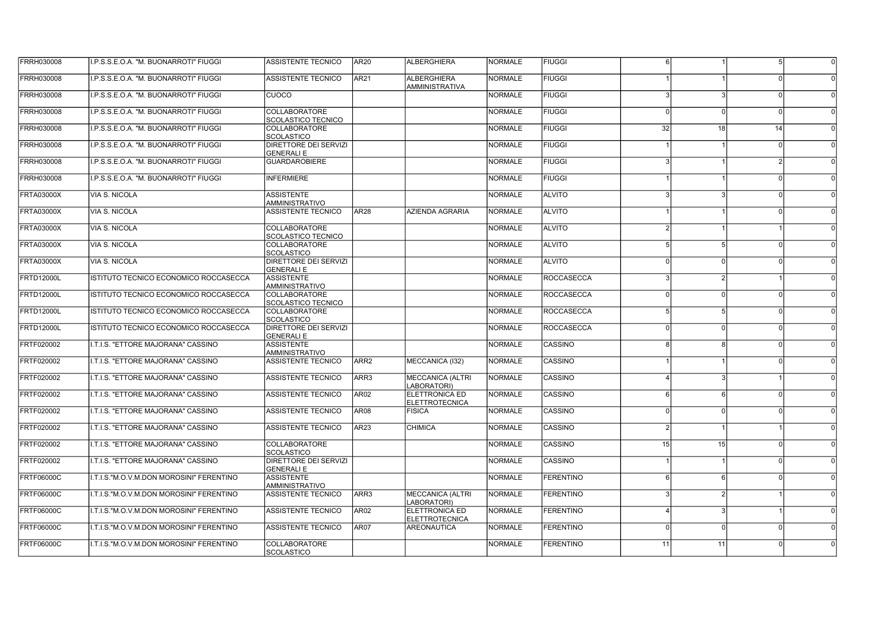| | | | | | | | | | | |
|---|---|---|---|---|---|---|---|---|---|---|
| FRRH030008 | I.P.S.S.E.O.A. "M. BUONARROTI" FIUGGI | ASSISTENTE TECNICO | AR20 | ALBERGHIERA | NORMALE | FIUGGI | 6 | 1 | 5 | 0 |
| FRRH030008 | I.P.S.S.E.O.A. "M. BUONARROTI" FIUGGI | ASSISTENTE TECNICO | AR21 | ALBERGHIERA AMMINISTRATIVA | NORMALE | FIUGGI | 1 | 1 | 0 | 0 |
| FRRH030008 | I.P.S.S.E.O.A. "M. BUONARROTI" FIUGGI | CUOCO | | | NORMALE | FIUGGI | 3 | 3 | 0 | 0 |
| FRRH030008 | I.P.S.S.E.O.A. "M. BUONARROTI" FIUGGI | COLLABORATORE SCOLASTICO TECNICO | | | NORMALE | FIUGGI | 0 | 0 | 0 | 0 |
| FRRH030008 | I.P.S.S.E.O.A. "M. BUONARROTI" FIUGGI | COLLABORATORE SCOLASTICO | | | NORMALE | FIUGGI | 32 | 18 | 14 | 0 |
| FRRH030008 | I.P.S.S.E.O.A. "M. BUONARROTI" FIUGGI | DIRETTORE DEI SERVIZI GENERALI E | | | NORMALE | FIUGGI | 1 | 1 | 0 | 0 |
| FRRH030008 | I.P.S.S.E.O.A. "M. BUONARROTI" FIUGGI | GUARDAROBIERE | | | NORMALE | FIUGGI | 3 | 1 | 2 | 0 |
| FRRH030008 | I.P.S.S.E.O.A. "M. BUONARROTI" FIUGGI | INFERMIERE | | | NORMALE | FIUGGI | 1 | 1 | 0 | 0 |
| FRTA03000X | VIA S. NICOLA | ASSISTENTE AMMINISTRATIVO | | | NORMALE | ALVITO | 3 | 3 | 0 | 0 |
| FRTA03000X | VIA S. NICOLA | ASSISTENTE TECNICO | AR28 | AZIENDA AGRARIA | NORMALE | ALVITO | 1 | 1 | 0 | 0 |
| FRTA03000X | VIA S. NICOLA | COLLABORATORE SCOLASTICO TECNICO | | | NORMALE | ALVITO | 2 | 1 | 1 | 0 |
| FRTA03000X | VIA S. NICOLA | COLLABORATORE SCOLASTICO | | | NORMALE | ALVITO | 5 | 5 | 0 | 0 |
| FRTA03000X | VIA S. NICOLA | DIRETTORE DEI SERVIZI GENERALI E | | | NORMALE | ALVITO | 0 | 0 | 0 | 0 |
| FRTD12000L | ISTITUTO TECNICO ECONOMICO ROCCASECCA | ASSISTENTE AMMINISTRATIVO | | | NORMALE | ROCCASECCA | 3 | 2 | 1 | 0 |
| FRTD12000L | ISTITUTO TECNICO ECONOMICO ROCCASECCA | COLLABORATORE SCOLASTICO TECNICO | | | NORMALE | ROCCASECCA | 0 | 0 | 0 | 0 |
| FRTD12000L | ISTITUTO TECNICO ECONOMICO ROCCASECCA | COLLABORATORE SCOLASTICO | | | NORMALE | ROCCASECCA | 5 | 5 | 0 | 0 |
| FRTD12000L | ISTITUTO TECNICO ECONOMICO ROCCASECCA | DIRETTORE DEI SERVIZI GENERALI E | | | NORMALE | ROCCASECCA | 0 | 0 | 0 | 0 |
| FRTF020002 | I.T.I.S. "ETTORE MAJORANA" CASSINO | ASSISTENTE AMMINISTRATIVO | | | NORMALE | CASSINO | 8 | 8 | 0 | 0 |
| FRTF020002 | I.T.I.S. "ETTORE MAJORANA" CASSINO | ASSISTENTE TECNICO | ARR2 | MECCANICA (I32) | NORMALE | CASSINO | 1 | 1 | 0 | 0 |
| FRTF020002 | I.T.I.S. "ETTORE MAJORANA" CASSINO | ASSISTENTE TECNICO | ARR3 | MECCANICA (ALTRI LABORATORI) | NORMALE | CASSINO | 4 | 3 | 1 | 0 |
| FRTF020002 | I.T.I.S. "ETTORE MAJORANA" CASSINO | ASSISTENTE TECNICO | AR02 | ELETTRONICA ED ELETTROTECNICA | NORMALE | CASSINO | 6 | 6 | 0 | 0 |
| FRTF020002 | I.T.I.S. "ETTORE MAJORANA" CASSINO | ASSISTENTE TECNICO | AR08 | FISICA | NORMALE | CASSINO | 0 | 0 | 0 | 0 |
| FRTF020002 | I.T.I.S. "ETTORE MAJORANA" CASSINO | ASSISTENTE TECNICO | AR23 | CHIMICA | NORMALE | CASSINO | 2 | 1 | 1 | 0 |
| FRTF020002 | I.T.I.S. "ETTORE MAJORANA" CASSINO | COLLABORATORE SCOLASTICO | | | NORMALE | CASSINO | 15 | 15 | 0 | 0 |
| FRTF020002 | I.T.I.S. "ETTORE MAJORANA" CASSINO | DIRETTORE DEI SERVIZI GENERALI E | | | NORMALE | CASSINO | 1 | 1 | 0 | 0 |
| FRTF06000C | I.T.I.S."M.O.V.M.DON MOROSINI" FERENTINO | ASSISTENTE AMMINISTRATIVO | | | NORMALE | FERENTINO | 6 | 6 | 0 | 0 |
| FRTF06000C | I.T.I.S."M.O.V.M.DON MOROSINI" FERENTINO | ASSISTENTE TECNICO | ARR3 | MECCANICA (ALTRI LABORATORI) | NORMALE | FERENTINO | 3 | 2 | 1 | 0 |
| FRTF06000C | I.T.I.S."M.O.V.M.DON MOROSINI" FERENTINO | ASSISTENTE TECNICO | AR02 | ELETTRONICA ED ELETTROTECNICA | NORMALE | FERENTINO | 4 | 3 | 1 | 0 |
| FRTF06000C | I.T.I.S."M.O.V.M.DON MOROSINI" FERENTINO | ASSISTENTE TECNICO | AR07 | AREONAUTICA | NORMALE | FERENTINO | 0 | 0 | 0 | 0 |
| FRTF06000C | I.T.I.S."M.O.V.M.DON MOROSINI" FERENTINO | COLLABORATORE SCOLASTICO | | | NORMALE | FERENTINO | 11 | 11 | 0 | 0 |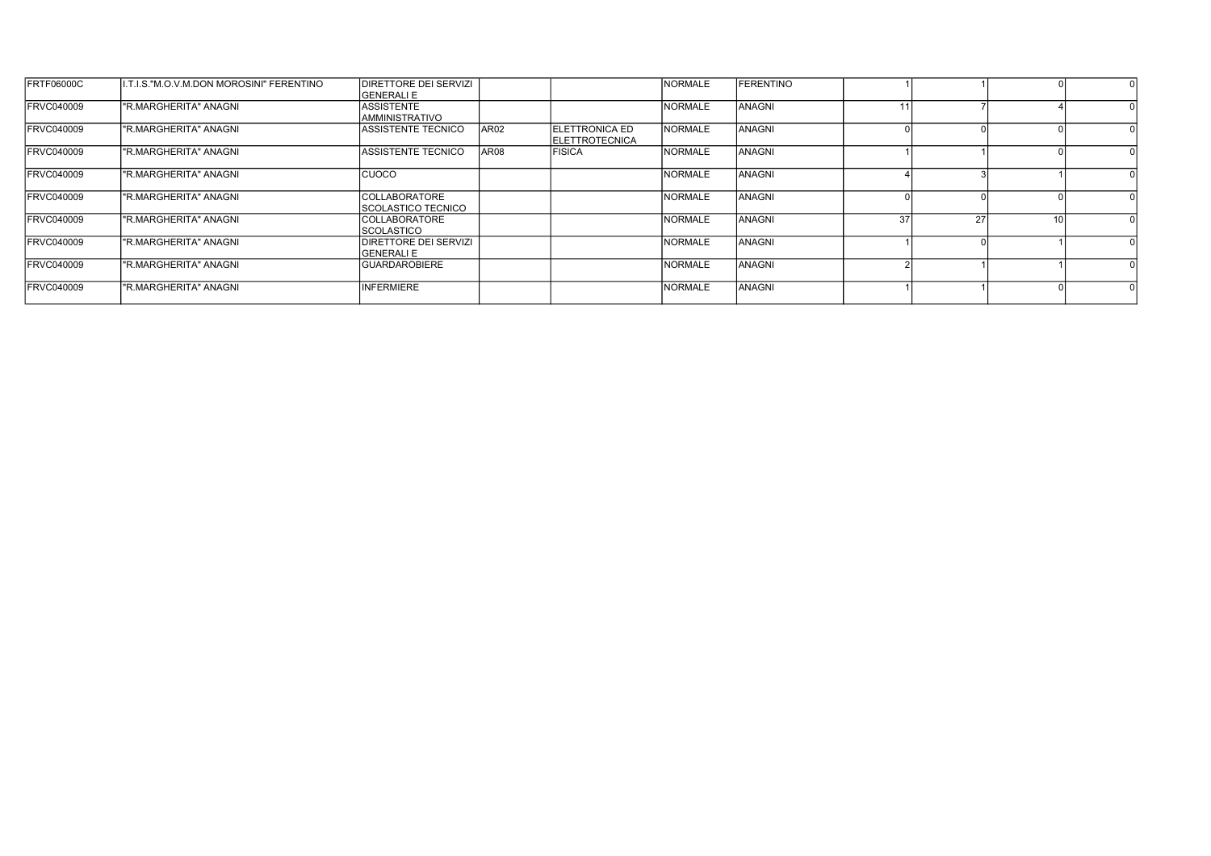| | | | | | | | | | | |
|---|---|---|---|---|---|---|---|---|---|---|
| FRTF06000C | I.T.I.S."M.O.V.M.DON MOROSINI" FERENTINO | DIRETTORE DEI SERVIZI GENERALI E | | | NORMALE | FERENTINO | 1 | 1 | 0 | 0 |
| FRVC040009 | "R.MARGHERITA" ANAGNI | ASSISTENTE AMMINISTRATIVO | | | NORMALE | ANAGNI | 11 | 7 | 4 | 0 |
| FRVC040009 | "R.MARGHERITA" ANAGNI | ASSISTENTE TECNICO | AR02 | ELETTRONICA ED ELETTROTECNICA | NORMALE | ANAGNI | 0 | 0 | 0 | 0 |
| FRVC040009 | "R.MARGHERITA" ANAGNI | ASSISTENTE TECNICO | AR08 | FISICA | NORMALE | ANAGNI | 1 | 1 | 0 | 0 |
| FRVC040009 | "R.MARGHERITA" ANAGNI | CUOCO | | | NORMALE | ANAGNI | 4 | 3 | 1 | 0 |
| FRVC040009 | "R.MARGHERITA" ANAGNI | COLLABORATORE SCOLASTICO TECNICO | | | NORMALE | ANAGNI | 0 | 0 | 0 | 0 |
| FRVC040009 | "R.MARGHERITA" ANAGNI | COLLABORATORE SCOLASTICO | | | NORMALE | ANAGNI | 37 | 27 | 10 | 0 |
| FRVC040009 | "R.MARGHERITA" ANAGNI | DIRETTORE DEI SERVIZI GENERALI E | | | NORMALE | ANAGNI | 1 | 0 | 1 | 0 |
| FRVC040009 | "R.MARGHERITA" ANAGNI | GUARDAROBIERE | | | NORMALE | ANAGNI | 2 | 1 | 1 | 0 |
| FRVC040009 | "R.MARGHERITA" ANAGNI | INFERMIERE | | | NORMALE | ANAGNI | 1 | 1 | 0 | 0 |